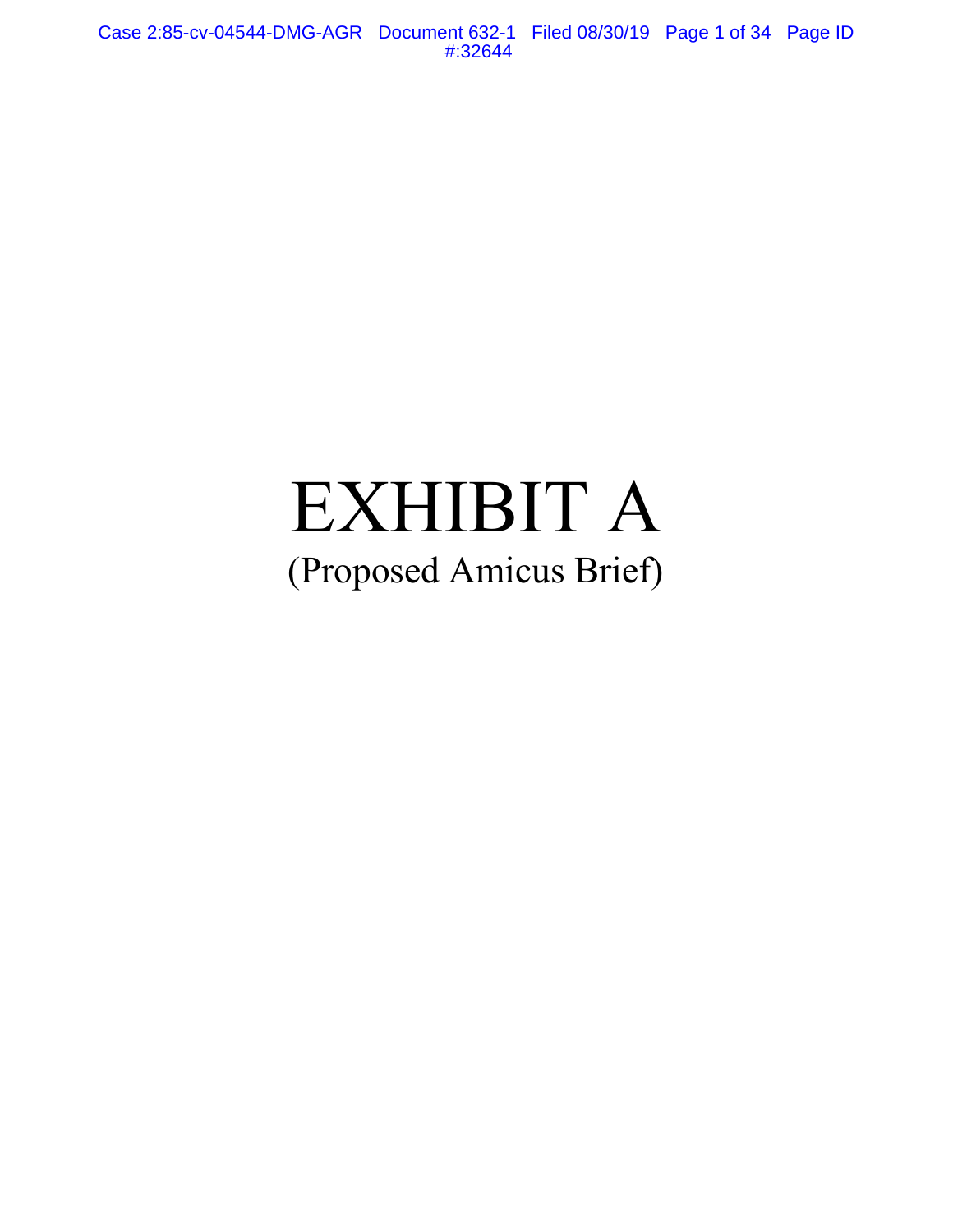# EXHIBIT A

(Proposed Amicus Brief)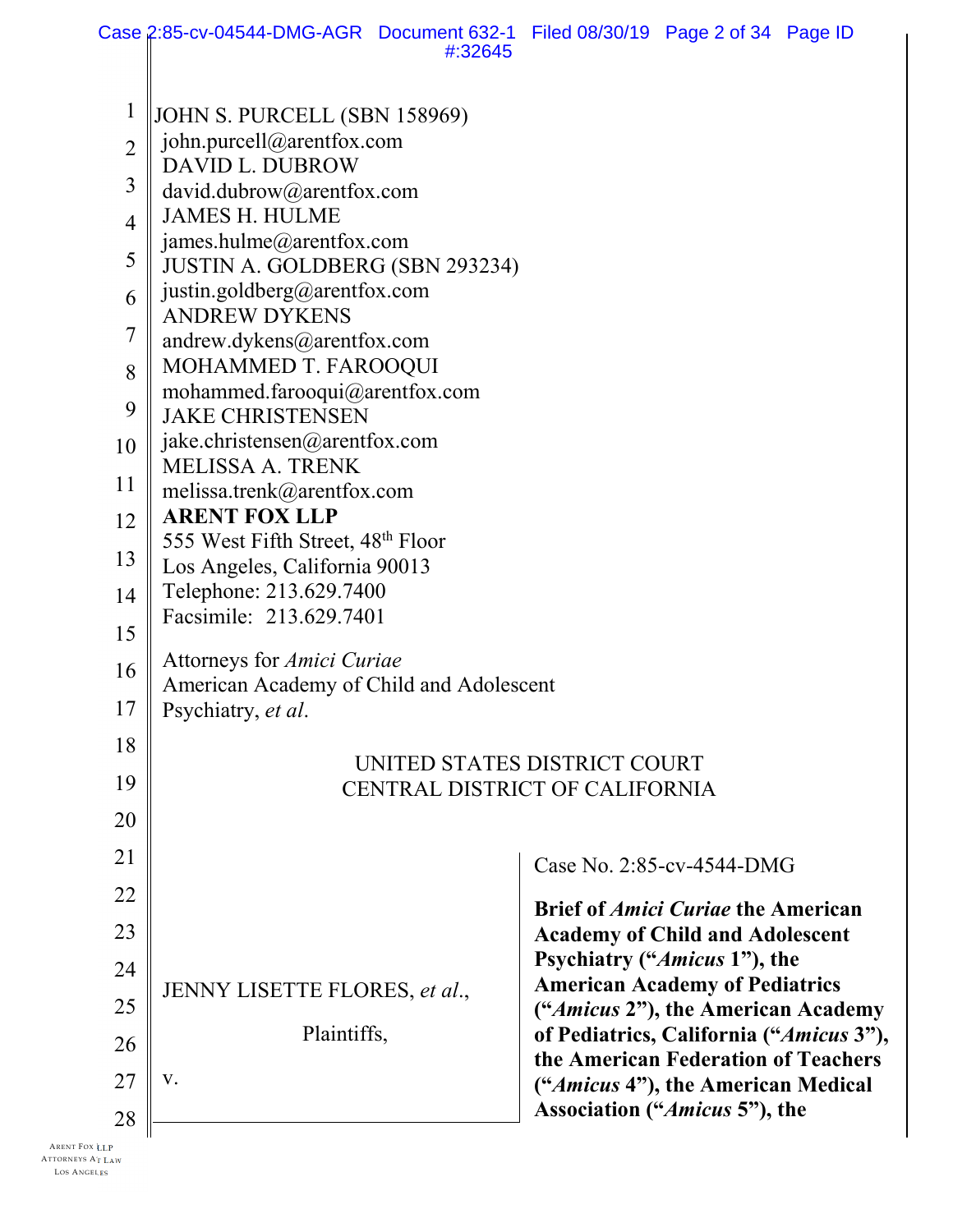JOHN S. PURCELL (SBN 158969)
john.purcell@arentfox.com
DAVID L. DUBROW
david.dubrow@arentfox.com
JAMES H. HULME
james.hulme@arentfox.com
JUSTIN A. GOLDBERG (SBN 293234)
justin.goldberg@arentfox.com
ANDREW DYKENS
andrew.dykens@arentfox.com
MOHAMMED T. FAROOQUI
mohammed.farooqui@arentfox.com
JAKE CHRISTENSEN
jake.christensen@arentfox.com
MELISSA A. TRENK
melissa.trenk@arentfox.com
**ARENT FOX LLP**
555 West Fifth Street, 48th Floor
Los Angeles, California 90013
Telephone: 213.629.7400
Facsimile: 213.629.7401

Attorneys for *Amici Curiae*
American Academy of Child and Adolescent Psychiatry, *et al*.

UNITED STATES DISTRICT COURT
CENTRAL DISTRICT OF CALIFORNIA

JENNY LISETTE FLORES, *et al*.,

Plaintiffs,

v.

Case No. 2:85-cv-4544-DMG

**Brief of *Amici Curiae* the American Academy of Child and Adolescent Psychiatry ("*Amicus* 1"), the American Academy of Pediatrics ("*Amicus* 2"), the American Academy of Pediatrics, California ("*Amicus* 3"), the American Federation of Teachers ("*Amicus* 4"), the American Medical Association ("*Amicus* 5"), the**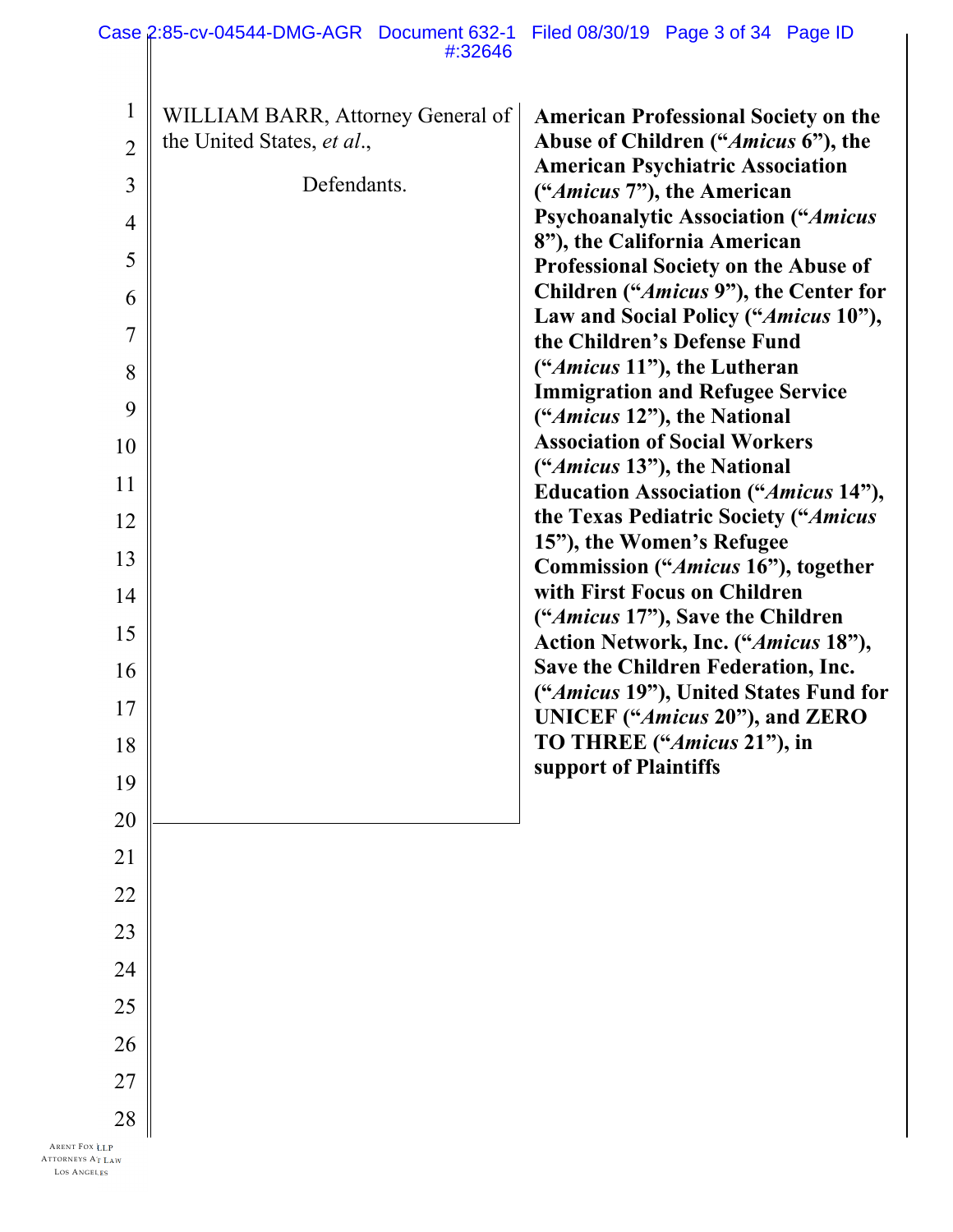WILLIAM BARR, Attorney General of the United States, *et al*.,

Defendants.

**American Professional Society on the Abuse of Children ("*Amicus* 6"), the American Psychiatric Association ("*Amicus* 7"), the American Psychoanalytic Association ("*Amicus* 8"), the California American Professional Society on the Abuse of Children ("*Amicus* 9"), the Center for Law and Social Policy ("*Amicus* 10"), the Children's Defense Fund ("*Amicus* 11"), the Lutheran Immigration and Refugee Service ("*Amicus* 12"), the National Association of Social Workers ("*Amicus* 13"), the National Education Association ("*Amicus* 14"), the Texas Pediatric Society ("*Amicus* 15"), the Women's Refugee Commission ("*Amicus* 16"), together with First Focus on Children ("*Amicus* 17"), Save the Children Action Network, Inc. ("*Amicus* 18"), Save the Children Federation, Inc. ("*Amicus* 19"), United States Fund for UNICEF ("*Amicus* 20"), and ZERO TO THREE ("*Amicus* 21"), in support of Plaintiffs**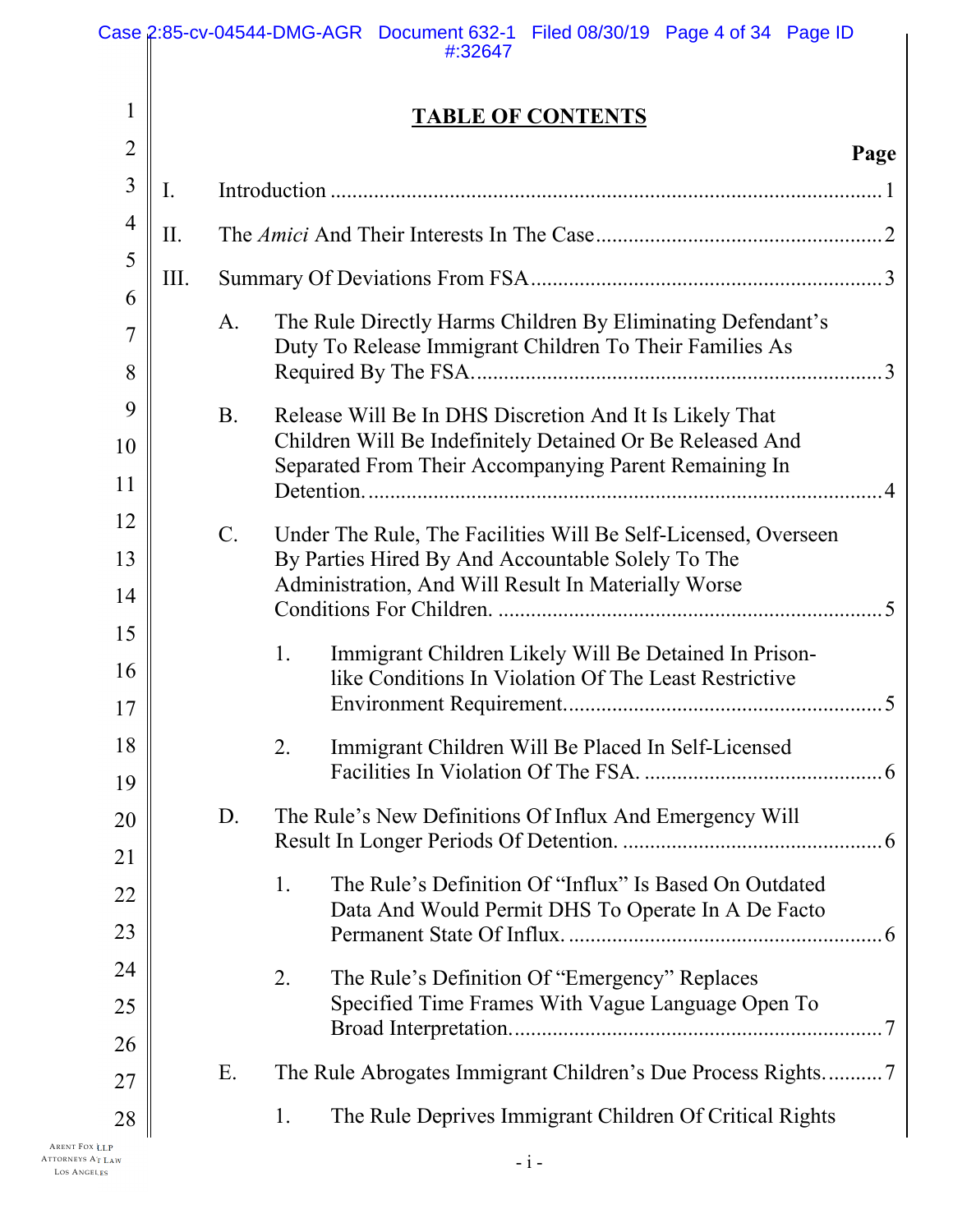## TABLE OF CONTENTS

**Page**

I. Introduction ........................................................................................ 1

II. The *Amici* And Their Interests In The Case ........................................ 2

III. Summary Of Deviations From FSA ...................................................... 3

A. The Rule Directly Harms Children By Eliminating Defendant's Duty To Release Immigrant Children To Their Families As Required By The FSA. ........................................................................ 3

B. Release Will Be In DHS Discretion And It Is Likely That Children Will Be Indefinitely Detained Or Be Released And Separated From Their Accompanying Parent Remaining In Detention. ............................................................................................ 4

C. Under The Rule, The Facilities Will Be Self-Licensed, Overseen By Parties Hired By And Accountable Solely To The Administration, And Will Result In Materially Worse Conditions For Children. ........................................................................ 5

1. Immigrant Children Likely Will Be Detained In Prison-like Conditions In Violation Of The Least Restrictive Environment Requirement. ....................................................... 5

2. Immigrant Children Will Be Placed In Self-Licensed Facilities In Violation Of The FSA. ........................................... 6

D. The Rule's New Definitions Of Influx And Emergency Will Result In Longer Periods Of Detention. ............................................... 6

1. The Rule's Definition Of "Influx" Is Based On Outdated Data And Would Permit DHS To Operate In A De Facto Permanent State Of Influx. ........................................................ 6

2. The Rule's Definition Of "Emergency" Replaces Specified Time Frames With Vague Language Open To Broad Interpretation. ................................................................... 7

E. The Rule Abrogates Immigrant Children's Due Process Rights. ........... 7

1. The Rule Deprives Immigrant Children Of Critical Rights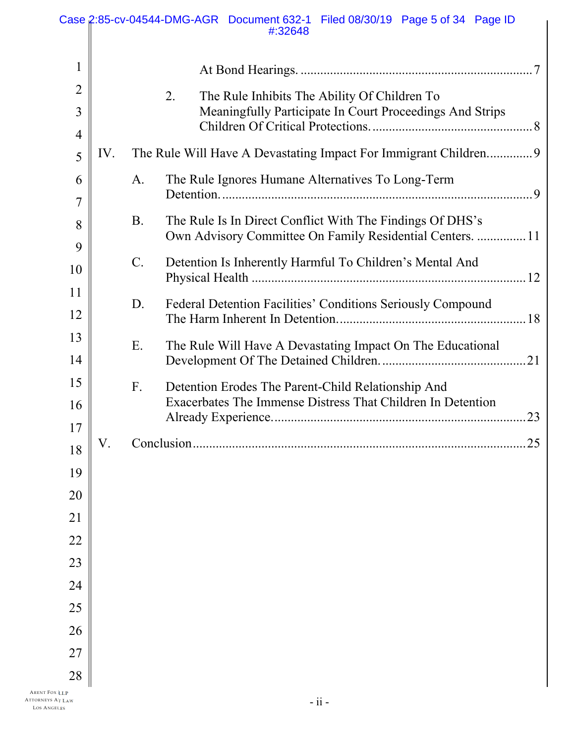At Bond Hearings. ....................................................................... 7

2. The Rule Inhibits The Ability Of Children To Meaningfully Participate In Court Proceedings And Strips Children Of Critical Protections. ................................................. 8

IV. The Rule Will Have A Devastating Impact For Immigrant Children. ............ 9

A. The Rule Ignores Humane Alternatives To Long-Term Detention. .............................................................................................. 9

B. The Rule Is In Direct Conflict With The Findings Of DHS's Own Advisory Committee On Family Residential Centers. ............... 11

C. Detention Is Inherently Harmful To Children's Mental And Physical Health .................................................................................. 12

D. Federal Detention Facilities' Conditions Seriously Compound The Harm Inherent In Detention. ....................................................... 18

E. The Rule Will Have A Devastating Impact On The Educational Development Of The Detained Children. ........................................... 21

F. Detention Erodes The Parent-Child Relationship And Exacerbates The Immense Distress That Children In Detention Already Experience. ........................................................................... 23

V. Conclusion ..................................................................................................... 25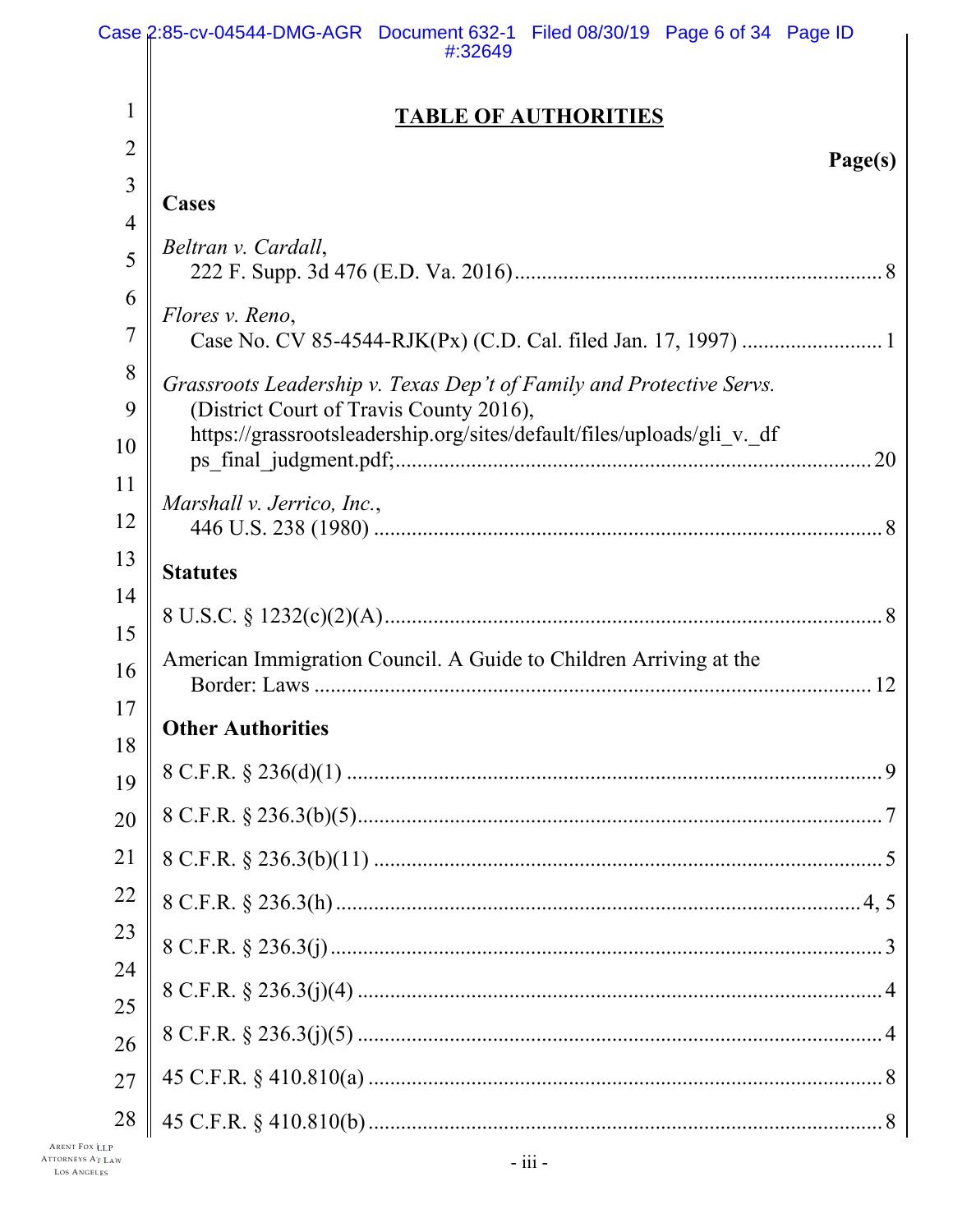# TABLE OF AUTHORITIES

**Page(s)**

## Cases

*Beltran v. Cardall*,
222 F. Supp. 3d 476 (E.D. Va. 2016) .......... 8

*Flores v. Reno*,
Case No. CV 85-4544-RJK(Px) (C.D. Cal. filed Jan. 17, 1997) .......... 1

*Grassroots Leadership v. Texas Dep't of Family and Protective Servs.*
(District Court of Travis County 2016),
https://grassrootsleadership.org/sites/default/files/uploads/gli_v._dfps_final_judgment.pdf; .......... 20

*Marshall v. Jerrico, Inc.*,
446 U.S. 238 (1980) .......... 8

## Statutes

8 U.S.C. § 1232(c)(2)(A) .......... 8

American Immigration Council. A Guide to Children Arriving at the Border: Laws .......... 12

## Other Authorities

8 C.F.R. § 236(d)(1) .......... 9

8 C.F.R. § 236.3(b)(5) .......... 7

8 C.F.R. § 236.3(b)(11) .......... 5

8 C.F.R. § 236.3(h) .......... 4, 5

8 C.F.R. § 236.3(j) .......... 3

8 C.F.R. § 236.3(j)(4) .......... 4

8 C.F.R. § 236.3(j)(5) .......... 4

45 C.F.R. § 410.810(a) .......... 8

45 C.F.R. § 410.810(b) .......... 8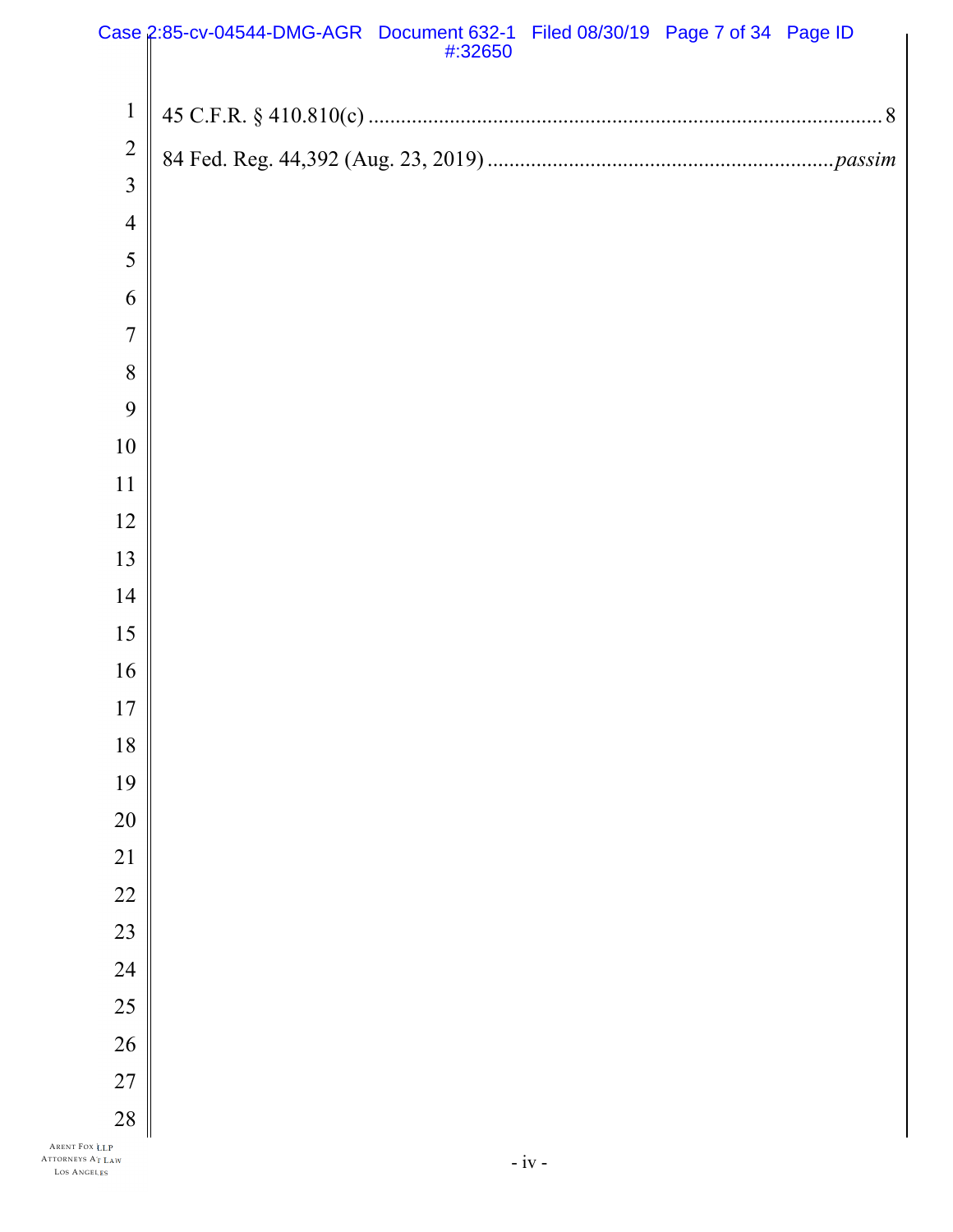45 C.F.R. § 410.810(c) .......................................................................................... 8

84 Fed. Reg. 44,392 (Aug. 23, 2019) ...............................................................*passim*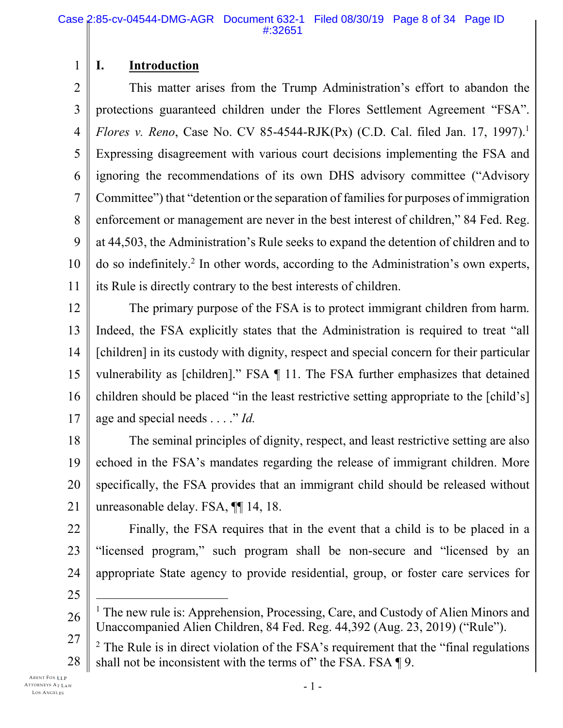## I. Introduction

This matter arises from the Trump Administration's effort to abandon the protections guaranteed children under the Flores Settlement Agreement "FSA". *Flores v. Reno*, Case No. CV 85-4544-RJK(Px) (C.D. Cal. filed Jan. 17, 1997).[1] Expressing disagreement with various court decisions implementing the FSA and ignoring the recommendations of its own DHS advisory committee ("Advisory Committee") that "detention or the separation of families for purposes of immigration enforcement or management are never in the best interest of children," 84 Fed. Reg. at 44,503, the Administration's Rule seeks to expand the detention of children and to do so indefinitely.[2] In other words, according to the Administration's own experts, its Rule is directly contrary to the best interests of children.

The primary purpose of the FSA is to protect immigrant children from harm. Indeed, the FSA explicitly states that the Administration is required to treat "all [children] in its custody with dignity, respect and special concern for their particular vulnerability as [children]." FSA ¶ 11. The FSA further emphasizes that detained children should be placed "in the least restrictive setting appropriate to the [child's] age and special needs . . . ." *Id.*

The seminal principles of dignity, respect, and least restrictive setting are also echoed in the FSA's mandates regarding the release of immigrant children. More specifically, the FSA provides that an immigrant child should be released without unreasonable delay. FSA, ¶¶ 14, 18.

Finally, the FSA requires that in the event that a child is to be placed in a "licensed program," such program shall be non-secure and "licensed by an appropriate State agency to provide residential, group, or foster care services for

---

[1] The new rule is: Apprehension, Processing, Care, and Custody of Alien Minors and Unaccompanied Alien Children, 84 Fed. Reg. 44,392 (Aug. 23, 2019) ("Rule").

[2] The Rule is in direct violation of the FSA's requirement that the "final regulations shall not be inconsistent with the terms of" the FSA. FSA ¶ 9.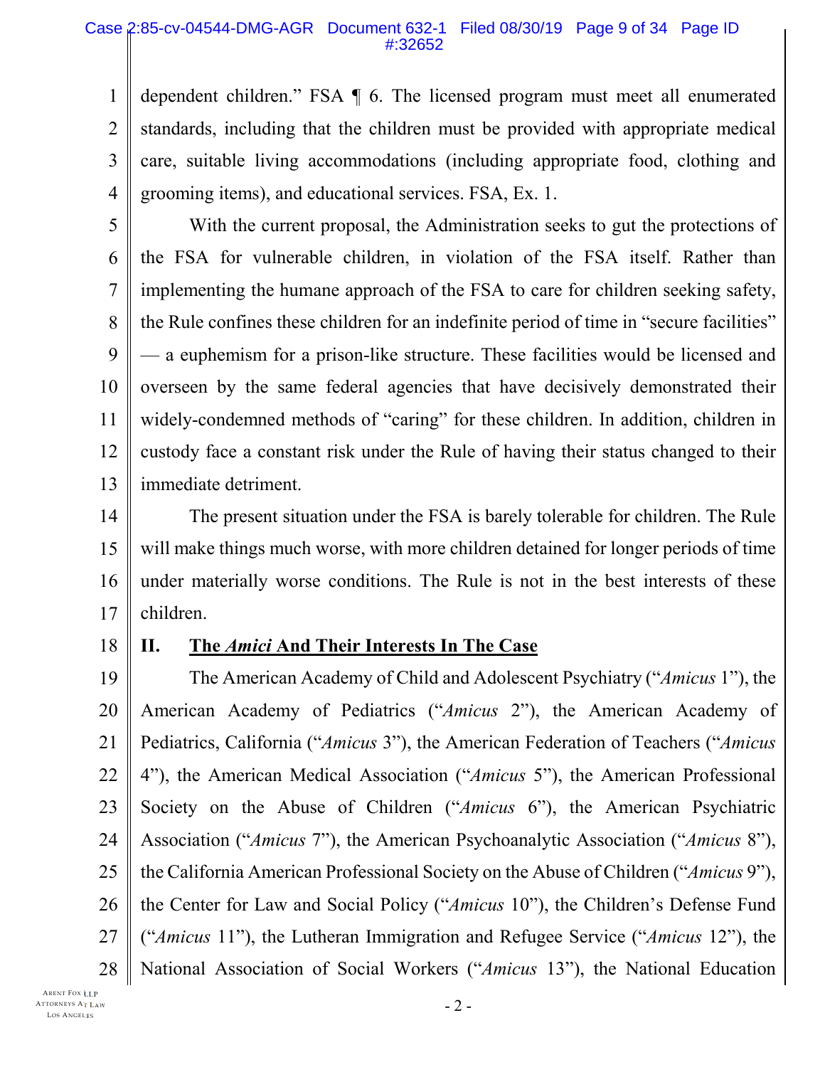dependent children." FSA ¶ 6. The licensed program must meet all enumerated standards, including that the children must be provided with appropriate medical care, suitable living accommodations (including appropriate food, clothing and grooming items), and educational services. FSA, Ex. 1.

With the current proposal, the Administration seeks to gut the protections of the FSA for vulnerable children, in violation of the FSA itself. Rather than implementing the humane approach of the FSA to care for children seeking safety, the Rule confines these children for an indefinite period of time in "secure facilities" — a euphemism for a prison-like structure. These facilities would be licensed and overseen by the same federal agencies that have decisively demonstrated their widely-condemned methods of "caring" for these children. In addition, children in custody face a constant risk under the Rule of having their status changed to their immediate detriment.

The present situation under the FSA is barely tolerable for children. The Rule will make things much worse, with more children detained for longer periods of time under materially worse conditions. The Rule is not in the best interests of these children.

## II. The *Amici* And Their Interests In The Case

The American Academy of Child and Adolescent Psychiatry ("*Amicus* 1"), the American Academy of Pediatrics ("*Amicus* 2"), the American Academy of Pediatrics, California ("*Amicus* 3"), the American Federation of Teachers ("*Amicus* 4"), the American Medical Association ("*Amicus* 5"), the American Professional Society on the Abuse of Children ("*Amicus* 6"), the American Psychiatric Association ("*Amicus* 7"), the American Psychoanalytic Association ("*Amicus* 8"), the California American Professional Society on the Abuse of Children ("*Amicus* 9"), the Center for Law and Social Policy ("*Amicus* 10"), the Children's Defense Fund ("*Amicus* 11"), the Lutheran Immigration and Refugee Service ("*Amicus* 12"), the National Association of Social Workers ("*Amicus* 13"), the National Education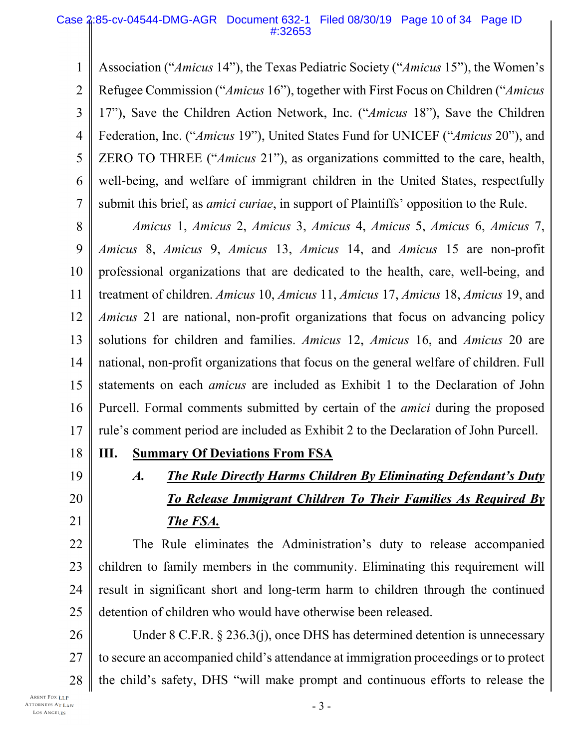Association ("*Amicus* 14"), the Texas Pediatric Society ("*Amicus* 15"), the Women's Refugee Commission ("*Amicus* 16"), together with First Focus on Children ("*Amicus* 17"), Save the Children Action Network, Inc. ("*Amicus* 18"), Save the Children Federation, Inc. ("*Amicus* 19"), United States Fund for UNICEF ("*Amicus* 20"), and ZERO TO THREE ("*Amicus* 21"), as organizations committed to the care, health, well-being, and welfare of immigrant children in the United States, respectfully submit this brief, as *amici curiae*, in support of Plaintiffs' opposition to the Rule.

*Amicus* 1, *Amicus* 2, *Amicus* 3, *Amicus* 4, *Amicus* 5, *Amicus* 6, *Amicus* 7, *Amicus* 8, *Amicus* 9, *Amicus* 13, *Amicus* 14, and *Amicus* 15 are non-profit professional organizations that are dedicated to the health, care, well-being, and treatment of children. *Amicus* 10, *Amicus* 11, *Amicus* 17, *Amicus* 18, *Amicus* 19, and *Amicus* 21 are national, non-profit organizations that focus on advancing policy solutions for children and families. *Amicus* 12, *Amicus* 16, and *Amicus* 20 are national, non-profit organizations that focus on the general welfare of children. Full statements on each *amicus* are included as Exhibit 1 to the Declaration of John Purcell. Formal comments submitted by certain of the *amici* during the proposed rule's comment period are included as Exhibit 2 to the Declaration of John Purcell.

## III. Summary Of Deviations From FSA

### A. *The Rule Directly Harms Children By Eliminating Defendant's Duty To Release Immigrant Children To Their Families As Required By The FSA.*

The Rule eliminates the Administration's duty to release accompanied children to family members in the community. Eliminating this requirement will result in significant short and long-term harm to children through the continued detention of children who would have otherwise been released.

Under 8 C.F.R. § 236.3(j), once DHS has determined detention is unnecessary to secure an accompanied child's attendance at immigration proceedings or to protect the child's safety, DHS "will make prompt and continuous efforts to release the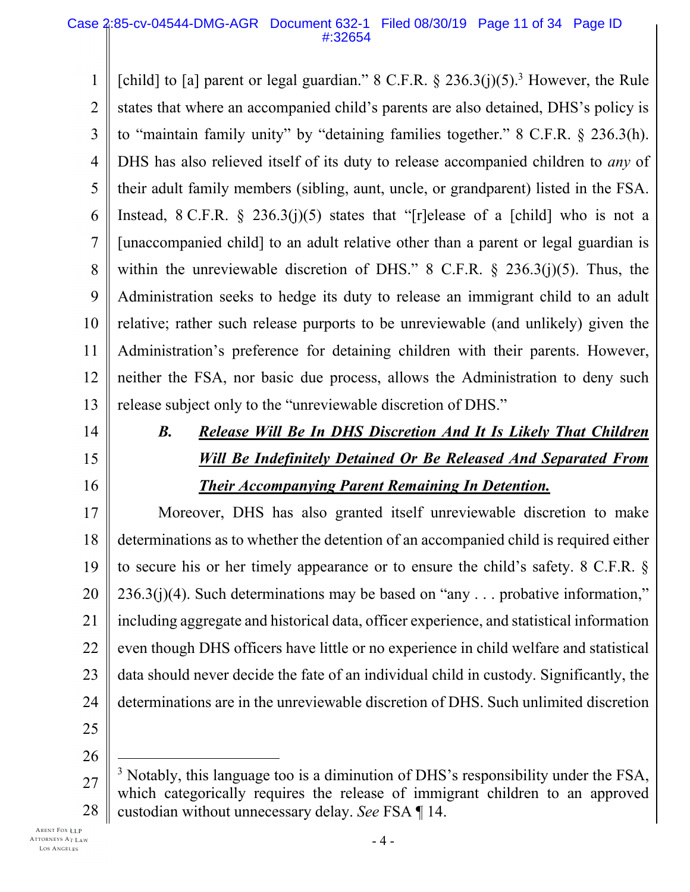[child] to [a] parent or legal guardian." 8 C.F.R. § 236.3(j)(5).[3] However, the Rule states that where an accompanied child's parents are also detained, DHS's policy is to "maintain family unity" by "detaining families together." 8 C.F.R. § 236.3(h). DHS has also relieved itself of its duty to release accompanied children to *any* of their adult family members (sibling, aunt, uncle, or grandparent) listed in the FSA. Instead, 8 C.F.R. § 236.3(j)(5) states that "[r]elease of a [child] who is not a [unaccompanied child] to an adult relative other than a parent or legal guardian is within the unreviewable discretion of DHS." 8 C.F.R. § 236.3(j)(5). Thus, the Administration seeks to hedge its duty to release an immigrant child to an adult relative; rather such release purports to be unreviewable (and unlikely) given the Administration's preference for detaining children with their parents. However, neither the FSA, nor basic due process, allows the Administration to deny such release subject only to the "unreviewable discretion of DHS."

### *B. Release Will Be In DHS Discretion And It Is Likely That Children Will Be Indefinitely Detained Or Be Released And Separated From Their Accompanying Parent Remaining In Detention.*

Moreover, DHS has also granted itself unreviewable discretion to make determinations as to whether the detention of an accompanied child is required either to secure his or her timely appearance or to ensure the child's safety. 8 C.F.R. § 236.3(j)(4). Such determinations may be based on "any . . . probative information," including aggregate and historical data, officer experience, and statistical information even though DHS officers have little or no experience in child welfare and statistical data should never decide the fate of an individual child in custody. Significantly, the determinations are in the unreviewable discretion of DHS. Such unlimited discretion

---

[3] Notably, this language too is a diminution of DHS's responsibility under the FSA, which categorically requires the release of immigrant children to an approved custodian without unnecessary delay. *See* FSA ¶ 14.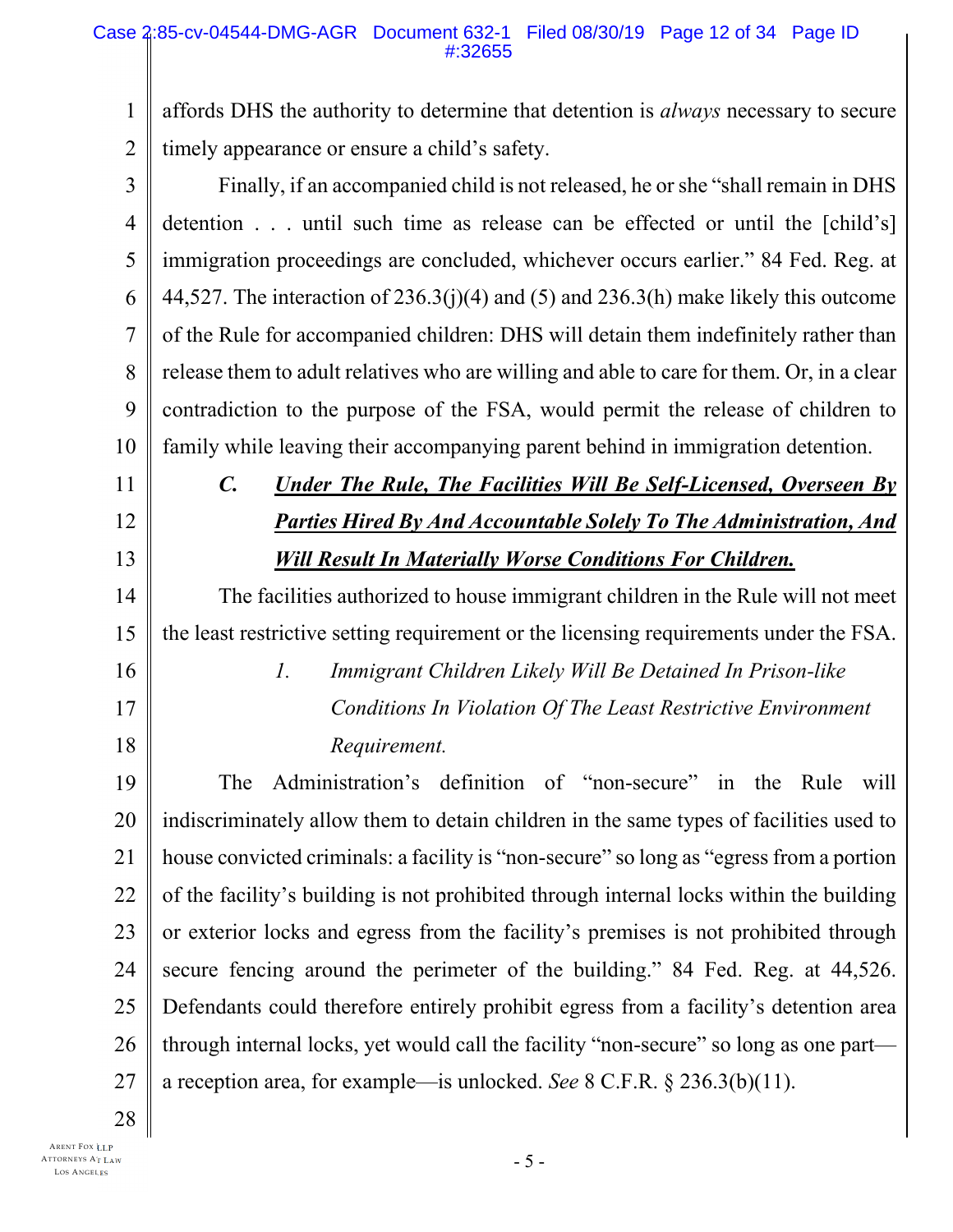affords DHS the authority to determine that detention is *always* necessary to secure timely appearance or ensure a child's safety.

Finally, if an accompanied child is not released, he or she "shall remain in DHS detention . . . until such time as release can be effected or until the [child's] immigration proceedings are concluded, whichever occurs earlier." 84 Fed. Reg. at 44,527. The interaction of 236.3(j)(4) and (5) and 236.3(h) make likely this outcome of the Rule for accompanied children: DHS will detain them indefinitely rather than release them to adult relatives who are willing and able to care for them. Or, in a clear contradiction to the purpose of the FSA, would permit the release of children to family while leaving their accompanying parent behind in immigration detention.

### *C. Under The Rule, The Facilities Will Be Self-Licensed, Overseen By Parties Hired By And Accountable Solely To The Administration, And Will Result In Materially Worse Conditions For Children.*

The facilities authorized to house immigrant children in the Rule will not meet the least restrictive setting requirement or the licensing requirements under the FSA.

#### *1. Immigrant Children Likely Will Be Detained In Prison-like Conditions In Violation Of The Least Restrictive Environment Requirement.*

The Administration's definition of "non-secure" in the Rule will indiscriminately allow them to detain children in the same types of facilities used to house convicted criminals: a facility is "non-secure" so long as "egress from a portion of the facility's building is not prohibited through internal locks within the building or exterior locks and egress from the facility's premises is not prohibited through secure fencing around the perimeter of the building." 84 Fed. Reg. at 44,526. Defendants could therefore entirely prohibit egress from a facility's detention area through internal locks, yet would call the facility "non-secure" so long as one part—a reception area, for example—is unlocked. *See* 8 C.F.R. § 236.3(b)(11).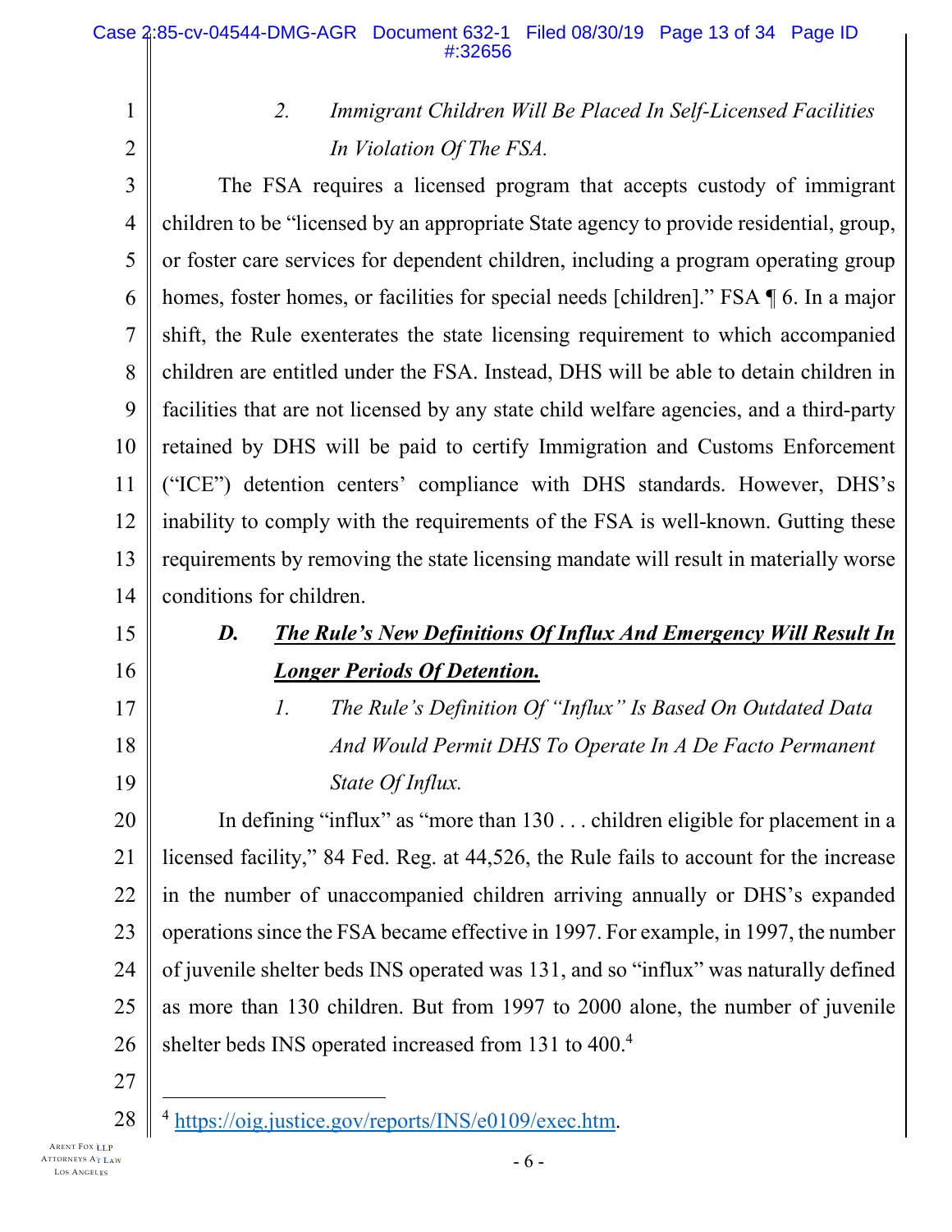*2. Immigrant Children Will Be Placed In Self-Licensed Facilities In Violation Of The FSA.*

The FSA requires a licensed program that accepts custody of immigrant children to be "licensed by an appropriate State agency to provide residential, group, or foster care services for dependent children, including a program operating group homes, foster homes, or facilities for special needs [children]." FSA ¶ 6. In a major shift, the Rule exenterates the state licensing requirement to which accompanied children are entitled under the FSA. Instead, DHS will be able to detain children in facilities that are not licensed by any state child welfare agencies, and a third-party retained by DHS will be paid to certify Immigration and Customs Enforcement ("ICE") detention centers' compliance with DHS standards. However, DHS's inability to comply with the requirements of the FSA is well-known. Gutting these requirements by removing the state licensing mandate will result in materially worse conditions for children.

***D. The Rule's New Definitions Of Influx And Emergency Will Result In Longer Periods Of Detention.***

*1. The Rule's Definition Of "Influx" Is Based On Outdated Data And Would Permit DHS To Operate In A De Facto Permanent State Of Influx.*

In defining "influx" as "more than 130 . . . children eligible for placement in a licensed facility," 84 Fed. Reg. at 44,526, the Rule fails to account for the increase in the number of unaccompanied children arriving annually or DHS's expanded operations since the FSA became effective in 1997. For example, in 1997, the number of juvenile shelter beds INS operated was 131, and so "influx" was naturally defined as more than 130 children. But from 1997 to 2000 alone, the number of juvenile shelter beds INS operated increased from 131 to 400.[4]

---

[4] https://oig.justice.gov/reports/INS/e0109/exec.htm.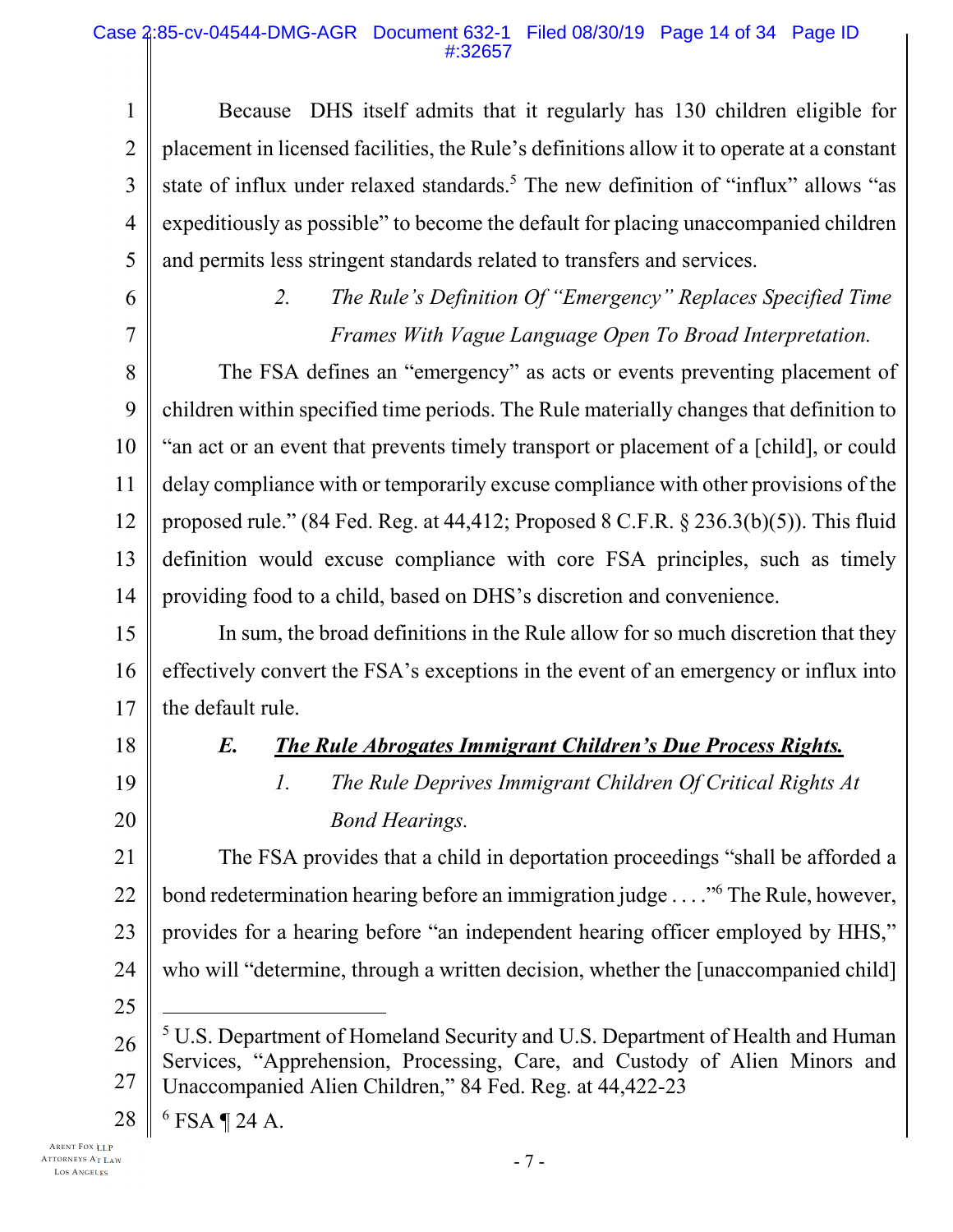Because DHS itself admits that it regularly has 130 children eligible for placement in licensed facilities, the Rule's definitions allow it to operate at a constant state of influx under relaxed standards.[5] The new definition of "influx" allows "as expeditiously as possible" to become the default for placing unaccompanied children and permits less stringent standards related to transfers and services.

*2. The Rule's Definition Of "Emergency" Replaces Specified Time Frames With Vague Language Open To Broad Interpretation.*

The FSA defines an "emergency" as acts or events preventing placement of children within specified time periods. The Rule materially changes that definition to "an act or an event that prevents timely transport or placement of a [child], or could delay compliance with or temporarily excuse compliance with other provisions of the proposed rule." (84 Fed. Reg. at 44,412; Proposed 8 C.F.R. § 236.3(b)(5)). This fluid definition would excuse compliance with core FSA principles, such as timely providing food to a child, based on DHS's discretion and convenience.

In sum, the broad definitions in the Rule allow for so much discretion that they effectively convert the FSA's exceptions in the event of an emergency or influx into the default rule.

***E. The Rule Abrogates Immigrant Children's Due Process Rights.***

*1. The Rule Deprives Immigrant Children Of Critical Rights At Bond Hearings.*

The FSA provides that a child in deportation proceedings "shall be afforded a bond redetermination hearing before an immigration judge . . . ."[6] The Rule, however, provides for a hearing before "an independent hearing officer employed by HHS," who will "determine, through a written decision, whether the [unaccompanied child]

---

[5] U.S. Department of Homeland Security and U.S. Department of Health and Human Services, "Apprehension, Processing, Care, and Custody of Alien Minors and Unaccompanied Alien Children," 84 Fed. Reg. at 44,422-23

[6] FSA ¶ 24 A.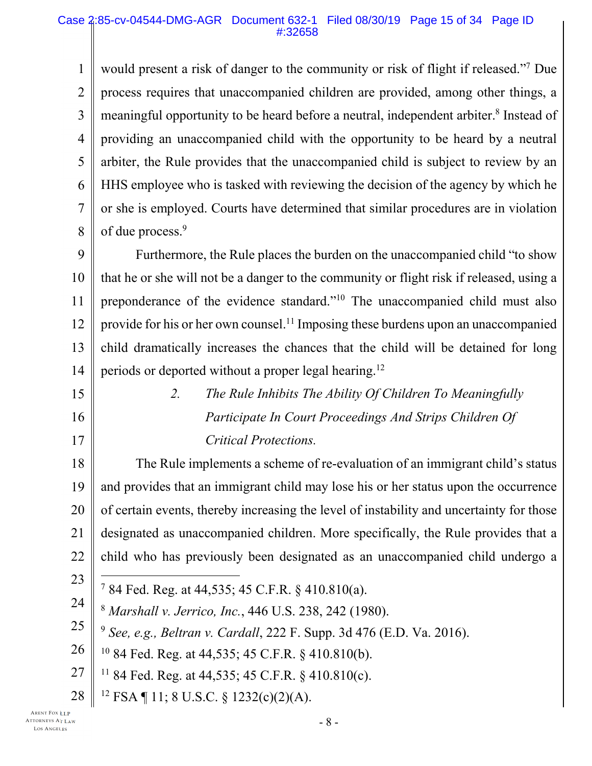would present a risk of danger to the community or risk of flight if released."[7] Due process requires that unaccompanied children are provided, among other things, a meaningful opportunity to be heard before a neutral, independent arbiter.[8] Instead of providing an unaccompanied child with the opportunity to be heard by a neutral arbiter, the Rule provides that the unaccompanied child is subject to review by an HHS employee who is tasked with reviewing the decision of the agency by which he or she is employed. Courts have determined that similar procedures are in violation of due process.[9]

Furthermore, the Rule places the burden on the unaccompanied child "to show that he or she will not be a danger to the community or flight risk if released, using a preponderance of the evidence standard."[10] The unaccompanied child must also provide for his or her own counsel.[11] Imposing these burdens upon an unaccompanied child dramatically increases the chances that the child will be detained for long periods or deported without a proper legal hearing.[12]

*2. The Rule Inhibits The Ability Of Children To Meaningfully Participate In Court Proceedings And Strips Children Of Critical Protections.*

The Rule implements a scheme of re-evaluation of an immigrant child's status and provides that an immigrant child may lose his or her status upon the occurrence of certain events, thereby increasing the level of instability and uncertainty for those designated as unaccompanied children. More specifically, the Rule provides that a child who has previously been designated as an unaccompanied child undergo a

---

[7] 84 Fed. Reg. at 44,535; 45 C.F.R. § 410.810(a).

[8] *Marshall v. Jerrico, Inc.*, 446 U.S. 238, 242 (1980).

[9] *See, e.g., Beltran v. Cardall*, 222 F. Supp. 3d 476 (E.D. Va. 2016).

[10] 84 Fed. Reg. at 44,535; 45 C.F.R. § 410.810(b).

[11] 84 Fed. Reg. at 44,535; 45 C.F.R. § 410.810(c).

[12] FSA ¶ 11; 8 U.S.C. § 1232(c)(2)(A).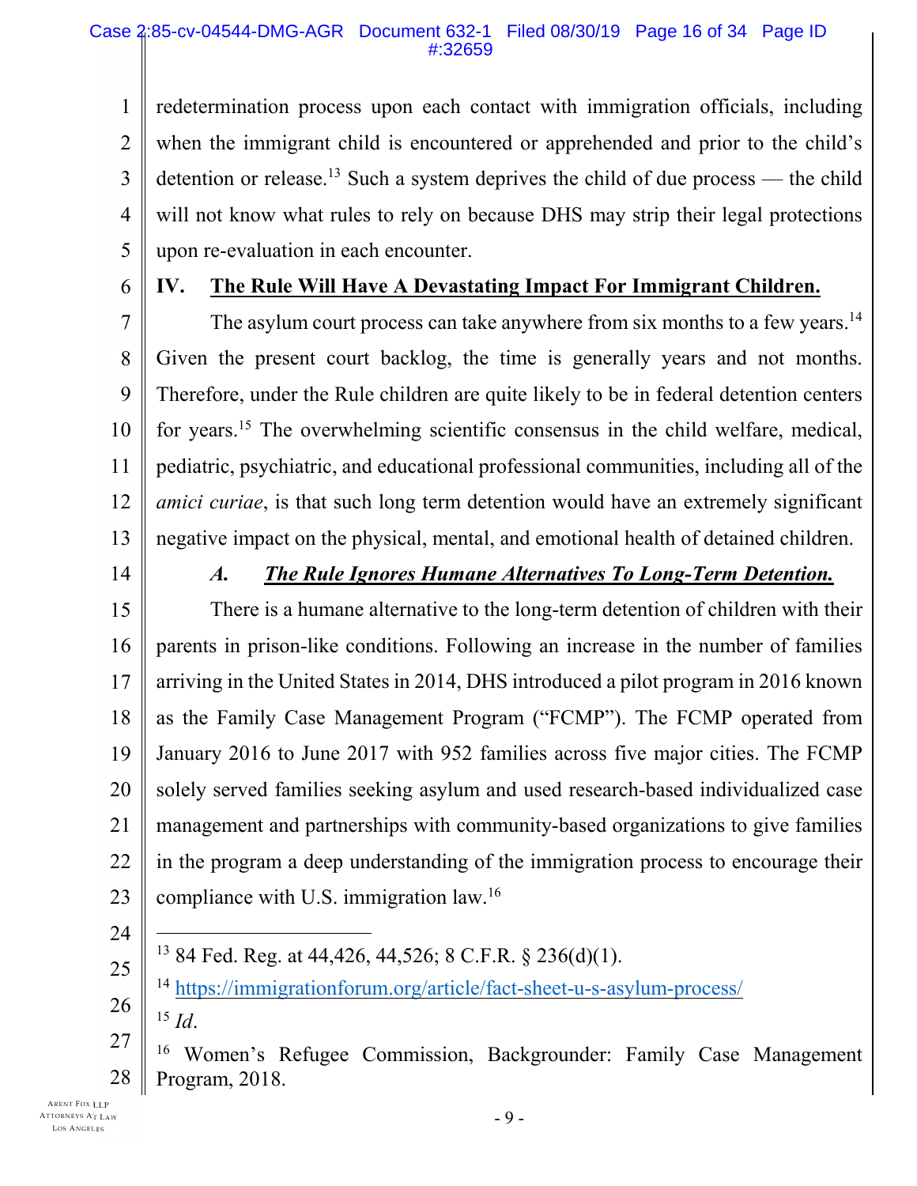redetermination process upon each contact with immigration officials, including when the immigrant child is encountered or apprehended and prior to the child's detention or release.[13] Such a system deprives the child of due process — the child will not know what rules to rely on because DHS may strip their legal protections upon re-evaluation in each encounter.

## IV. The Rule Will Have A Devastating Impact For Immigrant Children.

The asylum court process can take anywhere from six months to a few years.[14] Given the present court backlog, the time is generally years and not months. Therefore, under the Rule children are quite likely to be in federal detention centers for years.[15] The overwhelming scientific consensus in the child welfare, medical, pediatric, psychiatric, and educational professional communities, including all of the *amici curiae*, is that such long term detention would have an extremely significant negative impact on the physical, mental, and emotional health of detained children.

### *A. The Rule Ignores Humane Alternatives To Long-Term Detention.*

There is a humane alternative to the long-term detention of children with their parents in prison-like conditions. Following an increase in the number of families arriving in the United States in 2014, DHS introduced a pilot program in 2016 known as the Family Case Management Program ("FCMP"). The FCMP operated from January 2016 to June 2017 with 952 families across five major cities. The FCMP solely served families seeking asylum and used research-based individualized case management and partnerships with community-based organizations to give families in the program a deep understanding of the immigration process to encourage their compliance with U.S. immigration law.[16]

---

[13] 84 Fed. Reg. at 44,426, 44,526; 8 C.F.R. § 236(d)(1).

[14] https://immigrationforum.org/article/fact-sheet-u-s-asylum-process/

[15] *Id*.

[16] Women's Refugee Commission, Backgrounder: Family Case Management Program, 2018.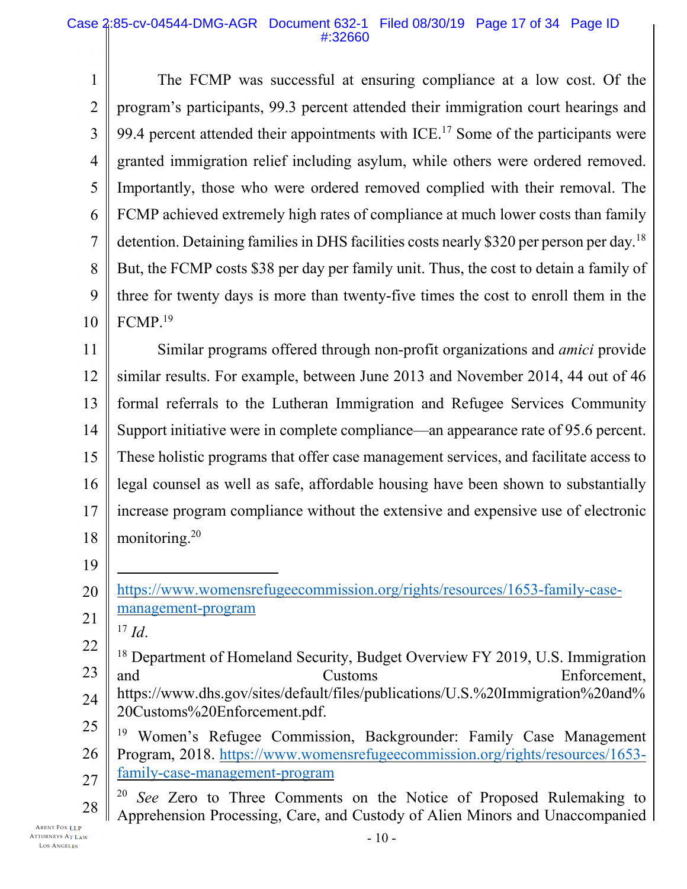The FCMP was successful at ensuring compliance at a low cost. Of the program's participants, 99.3 percent attended their immigration court hearings and 99.4 percent attended their appointments with ICE.[17] Some of the participants were granted immigration relief including asylum, while others were ordered removed. Importantly, those who were ordered removed complied with their removal. The FCMP achieved extremely high rates of compliance at much lower costs than family detention. Detaining families in DHS facilities costs nearly $320 per person per day.[18] But, the FCMP costs $38 per day per family unit. Thus, the cost to detain a family of three for twenty days is more than twenty-five times the cost to enroll them in the FCMP.[19]

Similar programs offered through non-profit organizations and *amici* provide similar results. For example, between June 2013 and November 2014, 44 out of 46 formal referrals to the Lutheran Immigration and Refugee Services Community Support initiative were in complete compliance—an appearance rate of 95.6 percent. These holistic programs that offer case management services, and facilitate access to legal counsel as well as safe, affordable housing have been shown to substantially increase program compliance without the extensive and expensive use of electronic monitoring.[20]

---

https://www.womensrefugeecommission.org/rights/resources/1653-family-case-management-program

[17] *Id*.

[18] Department of Homeland Security, Budget Overview FY 2019, U.S. Immigration and Customs Enforcement, https://www.dhs.gov/sites/default/files/publications/U.S.%20Immigration%20and%20Customs%20Enforcement.pdf.

[19] Women's Refugee Commission, Backgrounder: Family Case Management Program, 2018. https://www.womensrefugeecommission.org/rights/resources/1653-family-case-management-program

[20] *See* Zero to Three Comments on the Notice of Proposed Rulemaking to Apprehension Processing, Care, and Custody of Alien Minors and Unaccompanied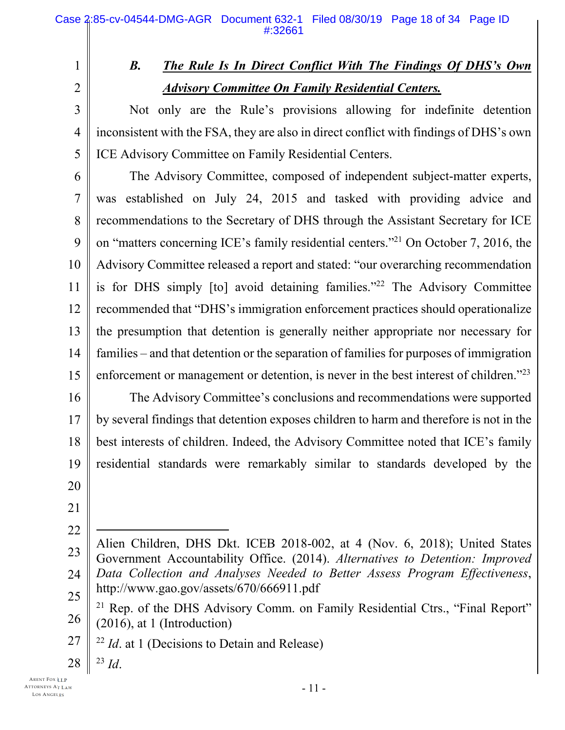### *B. The Rule Is In Direct Conflict With The Findings Of DHS's Own Advisory Committee On Family Residential Centers.*

Not only are the Rule's provisions allowing for indefinite detention inconsistent with the FSA, they are also in direct conflict with findings of DHS's own ICE Advisory Committee on Family Residential Centers.

The Advisory Committee, composed of independent subject-matter experts, was established on July 24, 2015 and tasked with providing advice and recommendations to the Secretary of DHS through the Assistant Secretary for ICE on "matters concerning ICE's family residential centers."[21] On October 7, 2016, the Advisory Committee released a report and stated: "our overarching recommendation is for DHS simply [to] avoid detaining families."[22] The Advisory Committee recommended that "DHS's immigration enforcement practices should operationalize the presumption that detention is generally neither appropriate nor necessary for families – and that detention or the separation of families for purposes of immigration enforcement or management or detention, is never in the best interest of children."[23]

The Advisory Committee's conclusions and recommendations were supported by several findings that detention exposes children to harm and therefore is not in the best interests of children. Indeed, the Advisory Committee noted that ICE's family residential standards were remarkably similar to standards developed by the

---

Alien Children, DHS Dkt. ICEB 2018-002, at 4 (Nov. 6, 2018); United States Government Accountability Office. (2014). *Alternatives to Detention: Improved Data Collection and Analyses Needed to Better Assess Program Effectiveness*, http://www.gao.gov/assets/670/666911.pdf

[21] Rep. of the DHS Advisory Comm. on Family Residential Ctrs., "Final Report" (2016), at 1 (Introduction)

[22] *Id*. at 1 (Decisions to Detain and Release)

[23] *Id*.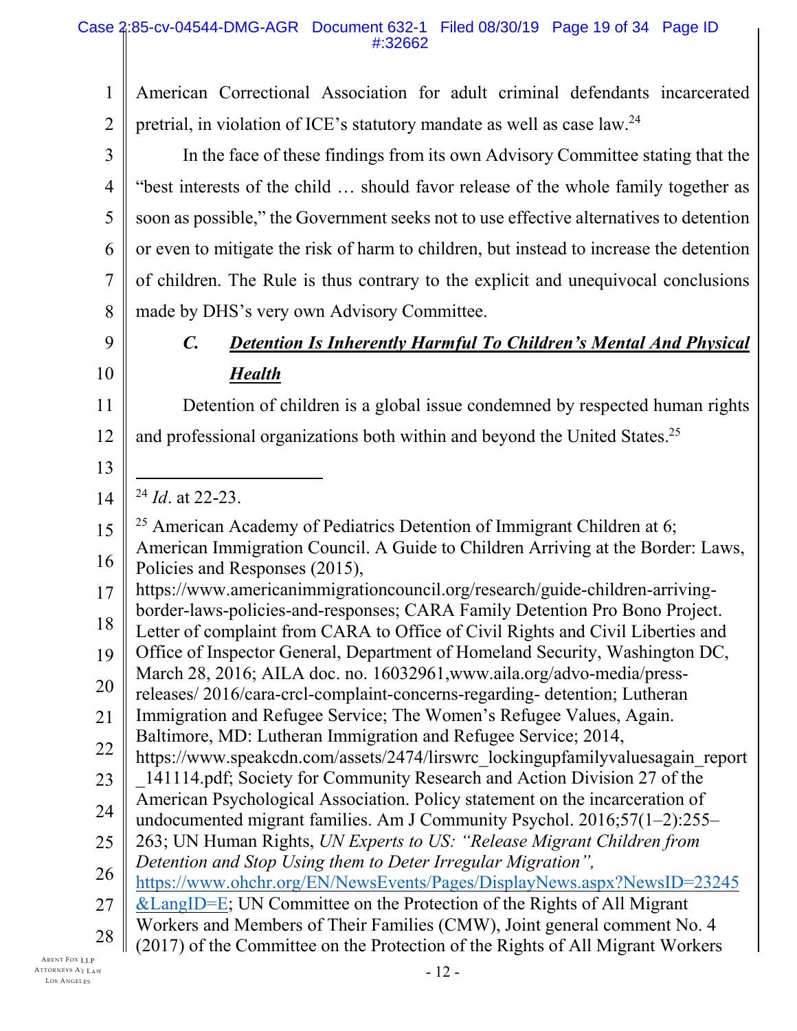American Correctional Association for adult criminal defendants incarcerated pretrial, in violation of ICE's statutory mandate as well as case law.[24]

In the face of these findings from its own Advisory Committee stating that the "best interests of the child … should favor release of the whole family together as soon as possible," the Government seeks not to use effective alternatives to detention or even to mitigate the risk of harm to children, but instead to increase the detention of children. The Rule is thus contrary to the explicit and unequivocal conclusions made by DHS's very own Advisory Committee.

### *C. Detention Is Inherently Harmful To Children's Mental And Physical Health*

Detention of children is a global issue condemned by respected human rights and professional organizations both within and beyond the United States.[25]

---

[24] *Id*. at 22-23.

[25] American Academy of Pediatrics Detention of Immigrant Children at 6; American Immigration Council. A Guide to Children Arriving at the Border: Laws, Policies and Responses (2015), https://www.americanimmigrationcouncil.org/research/guide-children-arriving-border-laws-policies-and-responses; CARA Family Detention Pro Bono Project. Letter of complaint from CARA to Office of Civil Rights and Civil Liberties and Office of Inspector General, Department of Homeland Security, Washington DC, March 28, 2016; AILA doc. no. 16032961,www.aila.org/advo-media/press-releases/ 2016/cara-crcl-complaint-concerns-regarding- detention; Lutheran Immigration and Refugee Service; The Women's Refugee Values, Again. Baltimore, MD: Lutheran Immigration and Refugee Service; 2014, https://www.speakcdn.com/assets/2474/lirswrc_lockingupfamilyvaluesagain_report_141114.pdf; Society for Community Research and Action Division 27 of the American Psychological Association. Policy statement on the incarceration of undocumented migrant families. Am J Community Psychol. 2016;57(1–2):255–263; UN Human Rights, *UN Experts to US: "Release Migrant Children from Detention and Stop Using them to Deter Irregular Migration"*, https://www.ohchr.org/EN/NewsEvents/Pages/DisplayNews.aspx?NewsID=23245&LangID=E; UN Committee on the Protection of the Rights of All Migrant Workers and Members of Their Families (CMW), Joint general comment No. 4 (2017) of the Committee on the Protection of the Rights of All Migrant Workers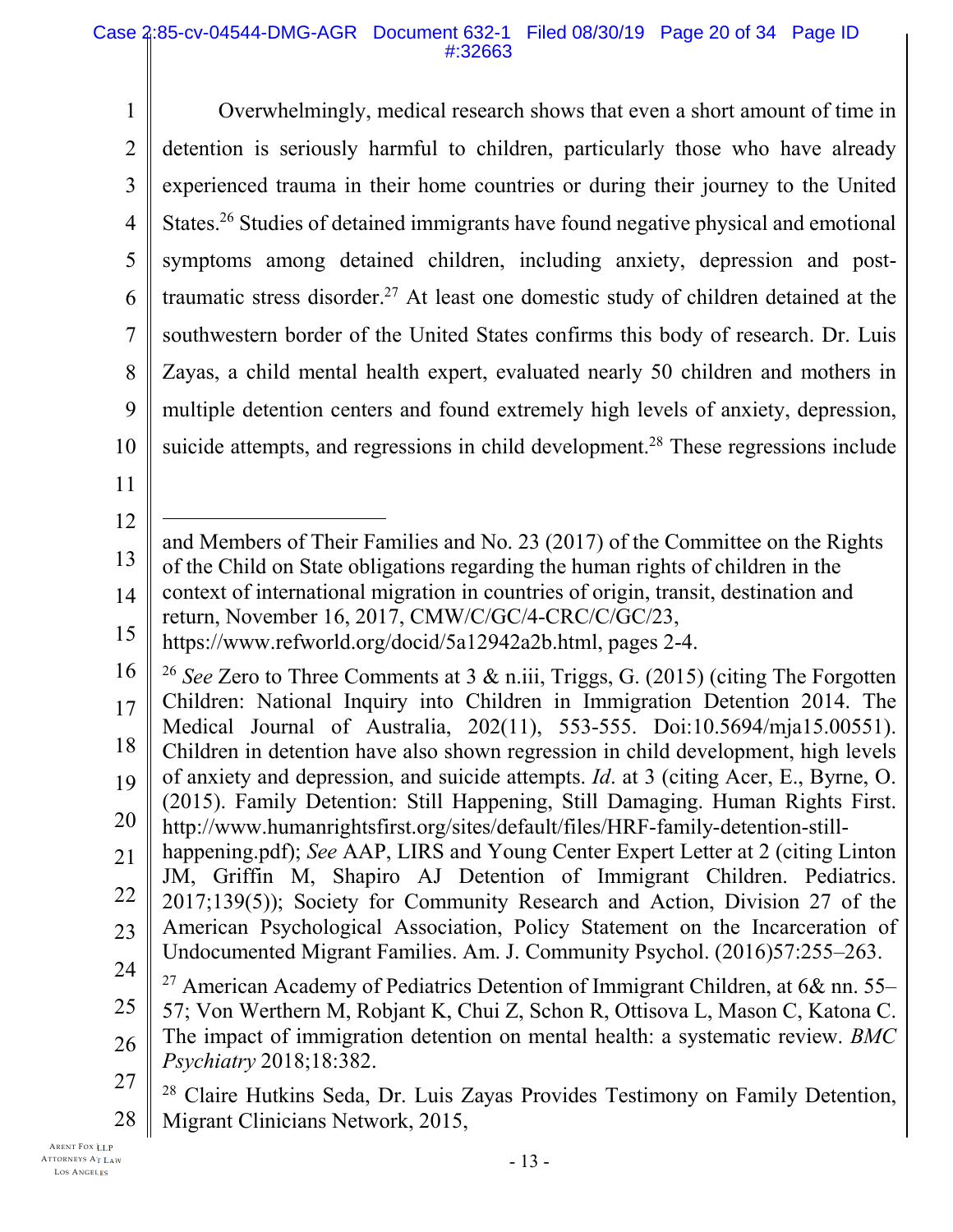Overwhelmingly, medical research shows that even a short amount of time in detention is seriously harmful to children, particularly those who have already experienced trauma in their home countries or during their journey to the United States.[26] Studies of detained immigrants have found negative physical and emotional symptoms among detained children, including anxiety, depression and post-traumatic stress disorder.[27] At least one domestic study of children detained at the southwestern border of the United States confirms this body of research. Dr. Luis Zayas, a child mental health expert, evaluated nearly 50 children and mothers in multiple detention centers and found extremely high levels of anxiety, depression, suicide attempts, and regressions in child development.[28] These regressions include

---

and Members of Their Families and No. 23 (2017) of the Committee on the Rights of the Child on State obligations regarding the human rights of children in the context of international migration in countries of origin, transit, destination and return, November 16, 2017, CMW/C/GC/4-CRC/C/GC/23, https://www.refworld.org/docid/5a12942a2b.html, pages 2-4.

[26] *See* Zero to Three Comments at 3 & n.iii, Triggs, G. (2015) (citing The Forgotten Children: National Inquiry into Children in Immigration Detention 2014. The Medical Journal of Australia, 202(11), 553-555. Doi:10.5694/mja15.00551). Children in detention have also shown regression in child development, high levels of anxiety and depression, and suicide attempts. *Id*. at 3 (citing Acer, E., Byrne, O. (2015). Family Detention: Still Happening, Still Damaging. Human Rights First. http://www.humanrightsfirst.org/sites/default/files/HRF-family-detention-still-happening.pdf); *See* AAP, LIRS and Young Center Expert Letter at 2 (citing Linton JM, Griffin M, Shapiro AJ Detention of Immigrant Children. Pediatrics. 2017;139(5)); Society for Community Research and Action, Division 27 of the American Psychological Association, Policy Statement on the Incarceration of Undocumented Migrant Families. Am. J. Community Psychol. (2016)57:255–263.

[27] American Academy of Pediatrics Detention of Immigrant Children, at 6& nn. 55–57; Von Werthern M, Robjant K, Chui Z, Schon R, Ottisova L, Mason C, Katona C. The impact of immigration detention on mental health: a systematic review. *BMC Psychiatry* 2018;18:382.

[28] Claire Hutkins Seda, Dr. Luis Zayas Provides Testimony on Family Detention, Migrant Clinicians Network, 2015,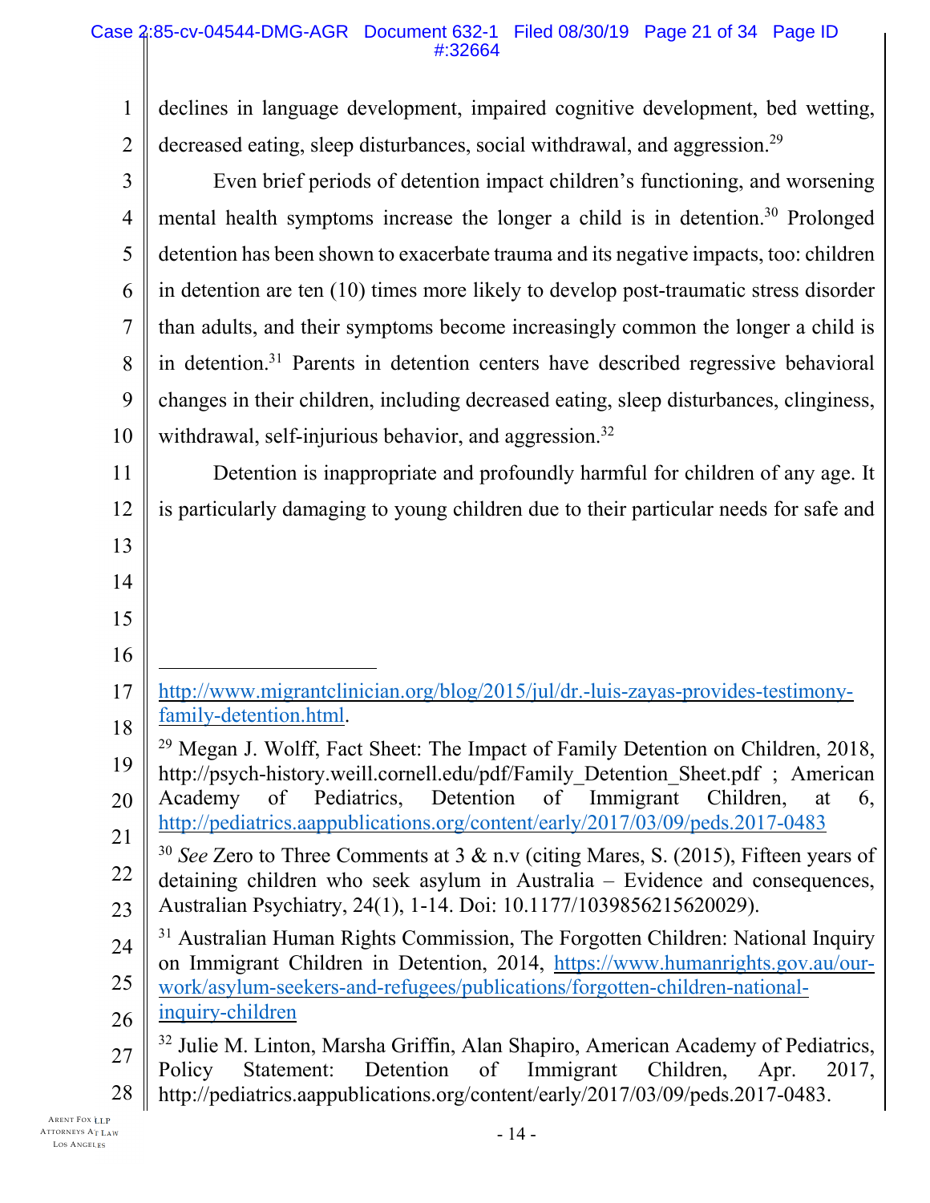declines in language development, impaired cognitive development, bed wetting, decreased eating, sleep disturbances, social withdrawal, and aggression.[29]

Even brief periods of detention impact children's functioning, and worsening mental health symptoms increase the longer a child is in detention.[30] Prolonged detention has been shown to exacerbate trauma and its negative impacts, too: children in detention are ten (10) times more likely to develop post-traumatic stress disorder than adults, and their symptoms become increasingly common the longer a child is in detention.[31] Parents in detention centers have described regressive behavioral changes in their children, including decreased eating, sleep disturbances, clinginess, withdrawal, self-injurious behavior, and aggression.[32]

Detention is inappropriate and profoundly harmful for children of any age. It is particularly damaging to young children due to their particular needs for safe and

---

http://www.migrantclinician.org/blog/2015/jul/dr.-luis-zayas-provides-testimony-family-detention.html.

[29] Megan J. Wolff, Fact Sheet: The Impact of Family Detention on Children, 2018, http://psych-history.weill.cornell.edu/pdf/Family_Detention_Sheet.pdf ; American Academy of Pediatrics, Detention of Immigrant Children, at 6, http://pediatrics.aappublications.org/content/early/2017/03/09/peds.2017-0483

[30] *See* Zero to Three Comments at 3 & n.v (citing Mares, S. (2015), Fifteen years of detaining children who seek asylum in Australia – Evidence and consequences, Australian Psychiatry, 24(1), 1-14. Doi: 10.1177/1039856215620029).

[31] Australian Human Rights Commission, The Forgotten Children: National Inquiry on Immigrant Children in Detention, 2014, https://www.humanrights.gov.au/our-work/asylum-seekers-and-refugees/publications/forgotten-children-national-inquiry-children

[32] Julie M. Linton, Marsha Griffin, Alan Shapiro, American Academy of Pediatrics, Policy Statement: Detention of Immigrant Children, Apr. 2017, http://pediatrics.aappublications.org/content/early/2017/03/09/peds.2017-0483.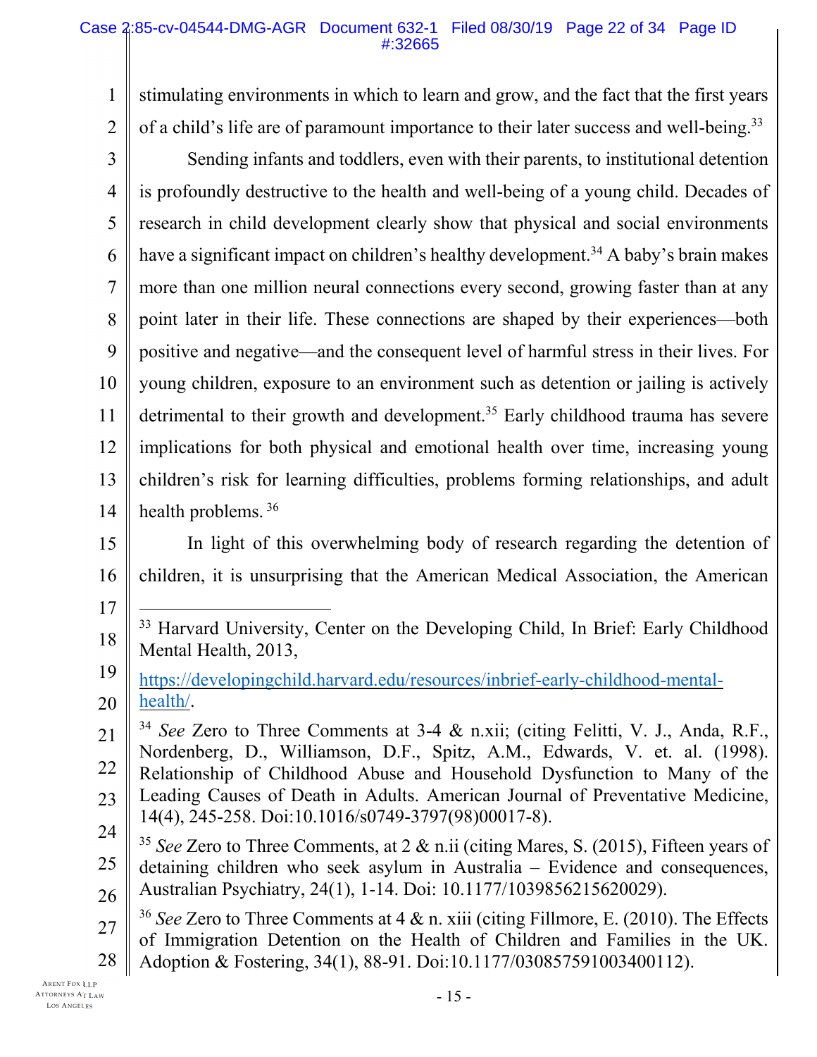stimulating environments in which to learn and grow, and the fact that the first years of a child's life are of paramount importance to their later success and well-being.[33]

Sending infants and toddlers, even with their parents, to institutional detention is profoundly destructive to the health and well-being of a young child. Decades of research in child development clearly show that physical and social environments have a significant impact on children's healthy development.[34] A baby's brain makes more than one million neural connections every second, growing faster than at any point later in their life. These connections are shaped by their experiences—both positive and negative—and the consequent level of harmful stress in their lives. For young children, exposure to an environment such as detention or jailing is actively detrimental to their growth and development.[35] Early childhood trauma has severe implications for both physical and emotional health over time, increasing young children's risk for learning difficulties, problems forming relationships, and adult health problems. [36]

In light of this overwhelming body of research regarding the detention of children, it is unsurprising that the American Medical Association, the American

---

[33] Harvard University, Center on the Developing Child, In Brief: Early Childhood Mental Health, 2013, https://developingchild.harvard.edu/resources/inbrief-early-childhood-mental-health/.

[34] *See* Zero to Three Comments at 3-4 & n.xii; (citing Felitti, V. J., Anda, R.F., Nordenberg, D., Williamson, D.F., Spitz, A.M., Edwards, V. et. al. (1998). Relationship of Childhood Abuse and Household Dysfunction to Many of the Leading Causes of Death in Adults. American Journal of Preventative Medicine, 14(4), 245-258. Doi:10.1016/s0749-3797(98)00017-8).

[35] *See* Zero to Three Comments, at 2 & n.ii (citing Mares, S. (2015), Fifteen years of detaining children who seek asylum in Australia – Evidence and consequences, Australian Psychiatry, 24(1), 1-14. Doi: 10.1177/1039856215620029).

[36] *See* Zero to Three Comments at 4 & n. xiii (citing Fillmore, E. (2010). The Effects of Immigration Detention on the Health of Children and Families in the UK. Adoption & Fostering, 34(1), 88-91. Doi:10.1177/030857591003400112).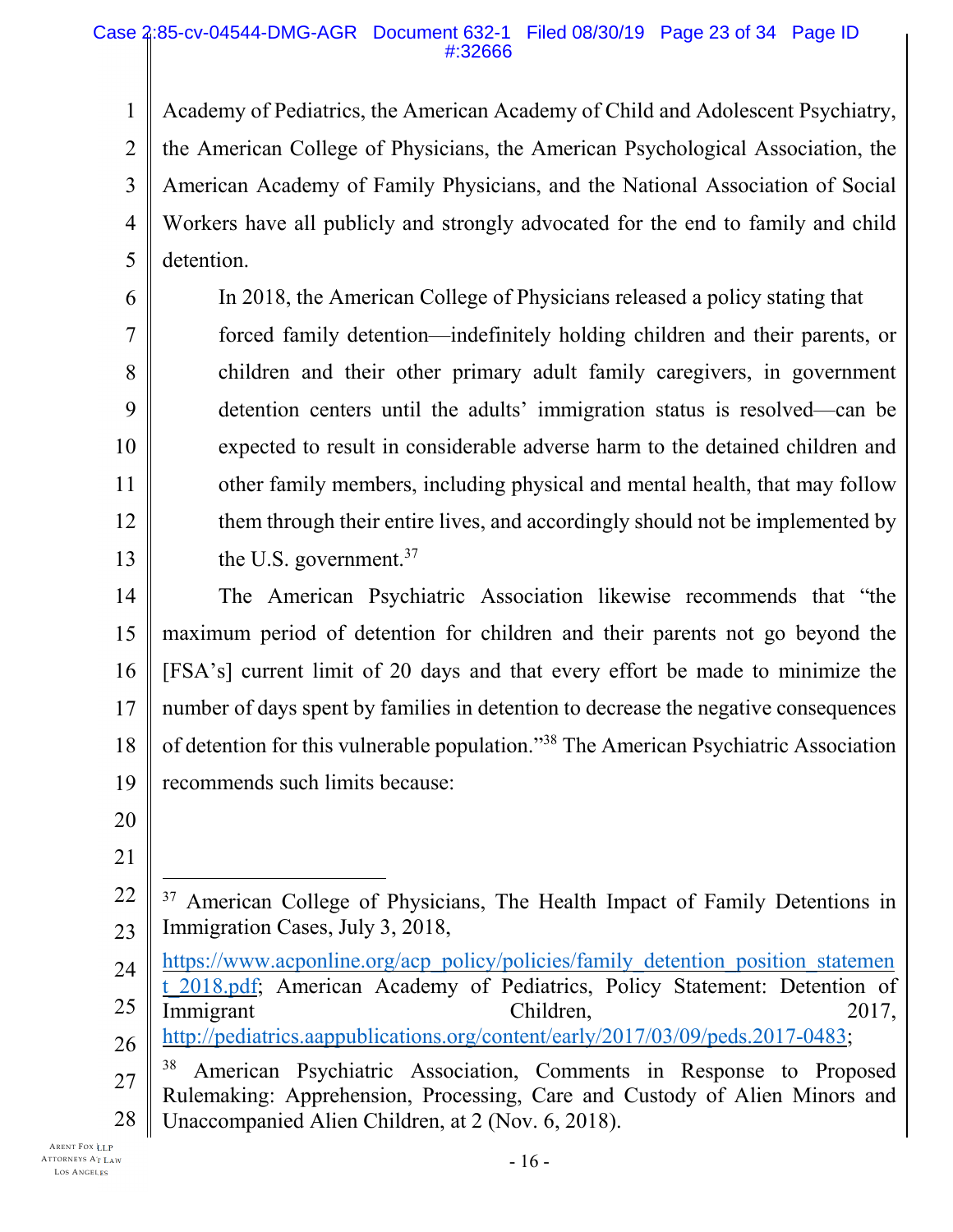Academy of Pediatrics, the American Academy of Child and Adolescent Psychiatry, the American College of Physicians, the American Psychological Association, the American Academy of Family Physicians, and the National Association of Social Workers have all publicly and strongly advocated for the end to family and child detention.

> In 2018, the American College of Physicians released a policy stating that forced family detention—indefinitely holding children and their parents, or children and their other primary adult family caregivers, in government detention centers until the adults' immigration status is resolved—can be expected to result in considerable adverse harm to the detained children and other family members, including physical and mental health, that may follow them through their entire lives, and accordingly should not be implemented by the U.S. government.[37]

The American Psychiatric Association likewise recommends that "the maximum period of detention for children and their parents not go beyond the [FSA's] current limit of 20 days and that every effort be made to minimize the number of days spent by families in detention to decrease the negative consequences of detention for this vulnerable population."[38] The American Psychiatric Association recommends such limits because:

---

[37] American College of Physicians, The Health Impact of Family Detentions in Immigration Cases, July 3, 2018, https://www.acponline.org/acp_policy/policies/family_detention_position_statement_2018.pdf; American Academy of Pediatrics, Policy Statement: Detention of Immigrant Children, 2017, http://pediatrics.aappublications.org/content/early/2017/03/09/peds.2017-0483;

[38] American Psychiatric Association, Comments in Response to Proposed Rulemaking: Apprehension, Processing, Care and Custody of Alien Minors and Unaccompanied Alien Children, at 2 (Nov. 6, 2018).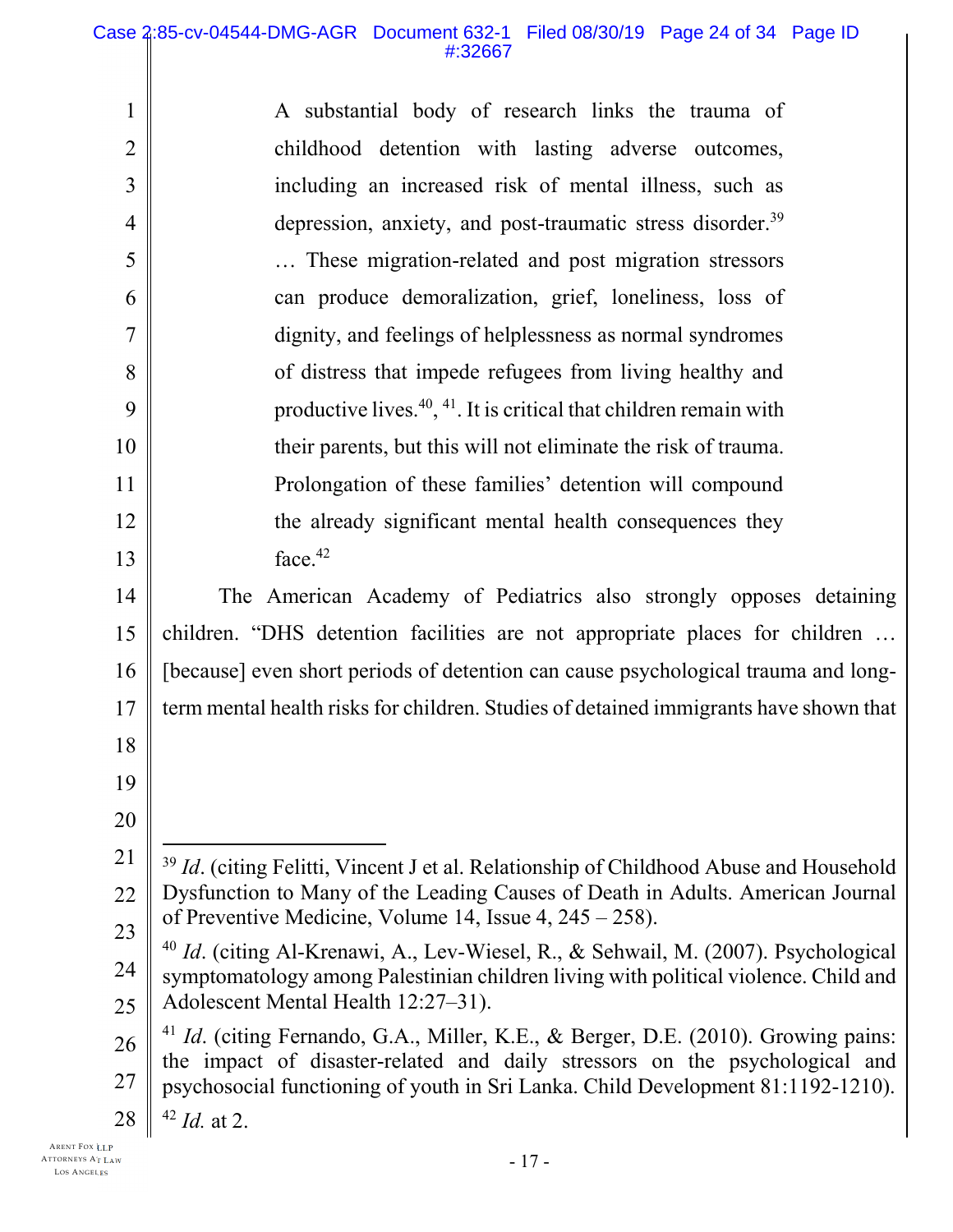> A substantial body of research links the trauma of childhood detention with lasting adverse outcomes, including an increased risk of mental illness, such as depression, anxiety, and post-traumatic stress disorder.[39] … These migration-related and post migration stressors can produce demoralization, grief, loneliness, loss of dignity, and feelings of helplessness as normal syndromes of distress that impede refugees from living healthy and productive lives.[40], [41]. It is critical that children remain with their parents, but this will not eliminate the risk of trauma. Prolongation of these families' detention will compound the already significant mental health consequences they face.[42]

The American Academy of Pediatrics also strongly opposes detaining children. "DHS detention facilities are not appropriate places for children … [because] even short periods of detention can cause psychological trauma and long-term mental health risks for children. Studies of detained immigrants have shown that

---

[39] *Id*. (citing Felitti, Vincent J et al. Relationship of Childhood Abuse and Household Dysfunction to Many of the Leading Causes of Death in Adults. American Journal of Preventive Medicine, Volume 14, Issue 4, 245 – 258).

[40] *Id*. (citing Al-Krenawi, A., Lev-Wiesel, R., & Sehwail, M. (2007). Psychological symptomatology among Palestinian children living with political violence. Child and Adolescent Mental Health 12:27–31).

[41] *Id*. (citing Fernando, G.A., Miller, K.E., & Berger, D.E. (2010). Growing pains: the impact of disaster-related and daily stressors on the psychological and psychosocial functioning of youth in Sri Lanka. Child Development 81:1192-1210).

[42] *Id.* at 2.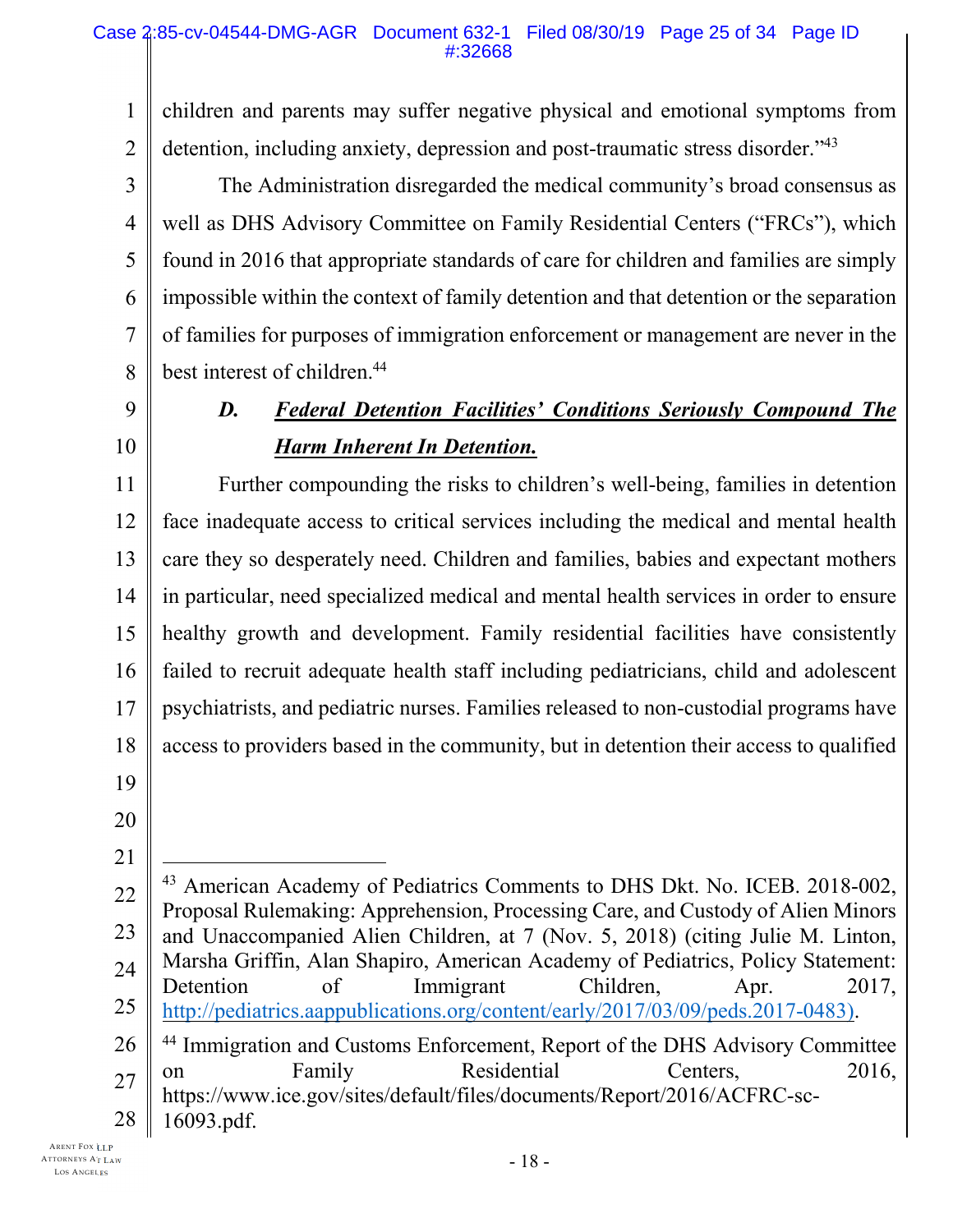children and parents may suffer negative physical and emotional symptoms from detention, including anxiety, depression and post-traumatic stress disorder."[43]

The Administration disregarded the medical community's broad consensus as well as DHS Advisory Committee on Family Residential Centers ("FRCs"), which found in 2016 that appropriate standards of care for children and families are simply impossible within the context of family detention and that detention or the separation of families for purposes of immigration enforcement or management are never in the best interest of children.[44]

### *D. Federal Detention Facilities' Conditions Seriously Compound The Harm Inherent In Detention.*

Further compounding the risks to children's well-being, families in detention face inadequate access to critical services including the medical and mental health care they so desperately need. Children and families, babies and expectant mothers in particular, need specialized medical and mental health services in order to ensure healthy growth and development. Family residential facilities have consistently failed to recruit adequate health staff including pediatricians, child and adolescent psychiatrists, and pediatric nurses. Families released to non-custodial programs have access to providers based in the community, but in detention their access to qualified

---

[43] American Academy of Pediatrics Comments to DHS Dkt. No. ICEB. 2018-002, Proposal Rulemaking: Apprehension, Processing Care, and Custody of Alien Minors and Unaccompanied Alien Children, at 7 (Nov. 5, 2018) (citing Julie M. Linton, Marsha Griffin, Alan Shapiro, American Academy of Pediatrics, Policy Statement: Detention of Immigrant Children, Apr. 2017, http://pediatrics.aappublications.org/content/early/2017/03/09/peds.2017-0483).

[44] Immigration and Customs Enforcement, Report of the DHS Advisory Committee on Family Residential Centers, 2016, https://www.ice.gov/sites/default/files/documents/Report/2016/ACFRC-sc-16093.pdf.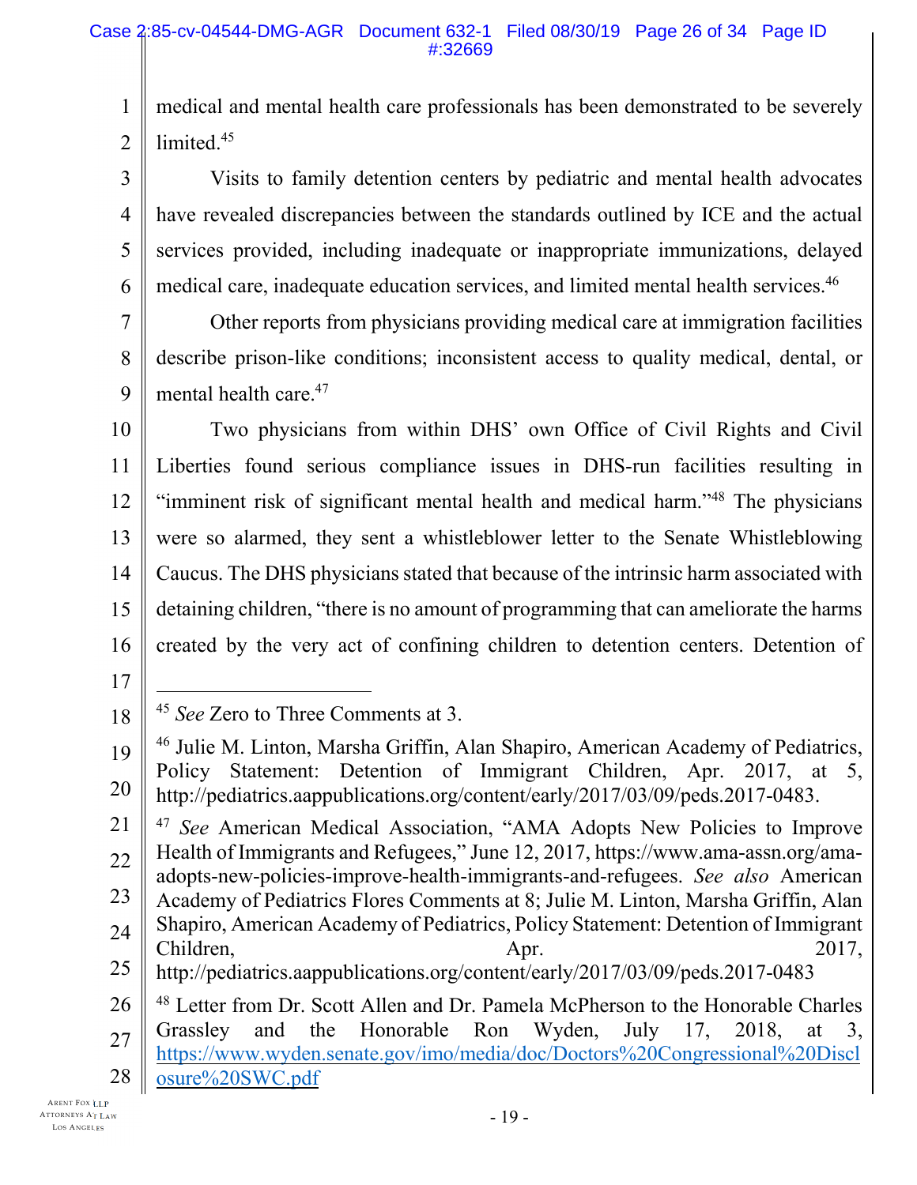medical and mental health care professionals has been demonstrated to be severely limited.[45]

Visits to family detention centers by pediatric and mental health advocates have revealed discrepancies between the standards outlined by ICE and the actual services provided, including inadequate or inappropriate immunizations, delayed medical care, inadequate education services, and limited mental health services.[46]

Other reports from physicians providing medical care at immigration facilities describe prison-like conditions; inconsistent access to quality medical, dental, or mental health care.[47]

Two physicians from within DHS' own Office of Civil Rights and Civil Liberties found serious compliance issues in DHS-run facilities resulting in "imminent risk of significant mental health and medical harm."[48] The physicians were so alarmed, they sent a whistleblower letter to the Senate Whistleblowing Caucus. The DHS physicians stated that because of the intrinsic harm associated with detaining children, "there is no amount of programming that can ameliorate the harms created by the very act of confining children to detention centers. Detention of

---

[45] *See* Zero to Three Comments at 3.

[46] Julie M. Linton, Marsha Griffin, Alan Shapiro, American Academy of Pediatrics, Policy Statement: Detention of Immigrant Children, Apr. 2017, at 5, http://pediatrics.aappublications.org/content/early/2017/03/09/peds.2017-0483.

[47] *See* American Medical Association, "AMA Adopts New Policies to Improve Health of Immigrants and Refugees," June 12, 2017, https://www.ama-assn.org/ama-adopts-new-policies-improve-health-immigrants-and-refugees. *See also* American Academy of Pediatrics Flores Comments at 8; Julie M. Linton, Marsha Griffin, Alan Shapiro, American Academy of Pediatrics, Policy Statement: Detention of Immigrant Children, Apr. 2017, http://pediatrics.aappublications.org/content/early/2017/03/09/peds.2017-0483

[48] Letter from Dr. Scott Allen and Dr. Pamela McPherson to the Honorable Charles Grassley and the Honorable Ron Wyden, July 17, 2018, at 3, https://www.wyden.senate.gov/imo/media/doc/Doctors%20Congressional%20Disclosure%20SWC.pdf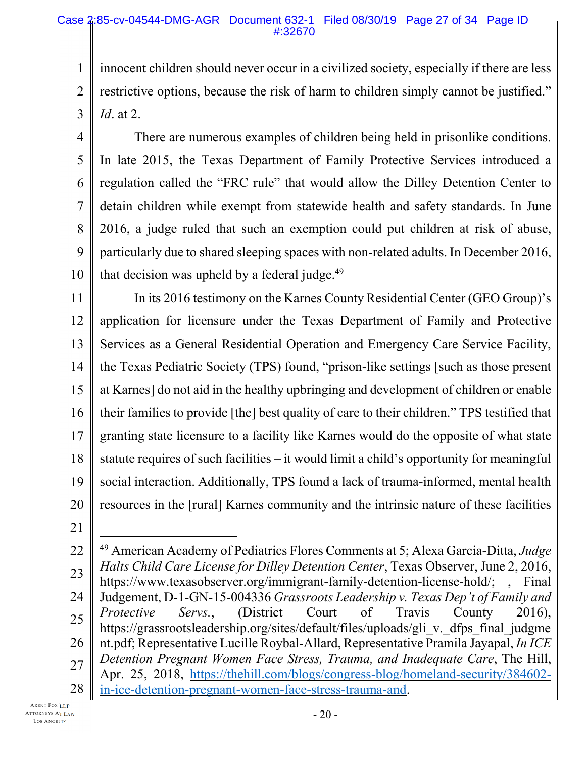innocent children should never occur in a civilized society, especially if there are less restrictive options, because the risk of harm to children simply cannot be justified." *Id*. at 2.

There are numerous examples of children being held in prisonlike conditions. In late 2015, the Texas Department of Family Protective Services introduced a regulation called the "FRC rule" that would allow the Dilley Detention Center to detain children while exempt from statewide health and safety standards. In June 2016, a judge ruled that such an exemption could put children at risk of abuse, particularly due to shared sleeping spaces with non-related adults. In December 2016, that decision was upheld by a federal judge.[49]

In its 2016 testimony on the Karnes County Residential Center (GEO Group)'s application for licensure under the Texas Department of Family and Protective Services as a General Residential Operation and Emergency Care Service Facility, the Texas Pediatric Society (TPS) found, "prison-like settings [such as those present at Karnes] do not aid in the healthy upbringing and development of children or enable their families to provide [the] best quality of care to their children." TPS testified that granting state licensure to a facility like Karnes would do the opposite of what state statute requires of such facilities – it would limit a child's opportunity for meaningful social interaction. Additionally, TPS found a lack of trauma-informed, mental health resources in the [rural] Karnes community and the intrinsic nature of these facilities

---

[49] American Academy of Pediatrics Flores Comments at 5; Alexa Garcia-Ditta, *Judge Halts Child Care License for Dilley Detention Center*, Texas Observer, June 2, 2016, https://www.texasobserver.org/immigrant-family-detention-license-hold/; , Final Judgement, D-1-GN-15-004336 *Grassroots Leadership v. Texas Dep't of Family and Protective Servs.*, (District Court of Travis County 2016), https://grassrootsleadership.org/sites/default/files/uploads/gli_v._dfps_final_judgment.pdf; Representative Lucille Roybal-Allard, Representative Pramila Jayapal, *In ICE Detention Pregnant Women Face Stress, Trauma, and Inadequate Care*, The Hill, Apr. 25, 2018, https://thehill.com/blogs/congress-blog/homeland-security/384602-in-ice-detention-pregnant-women-face-stress-trauma-and.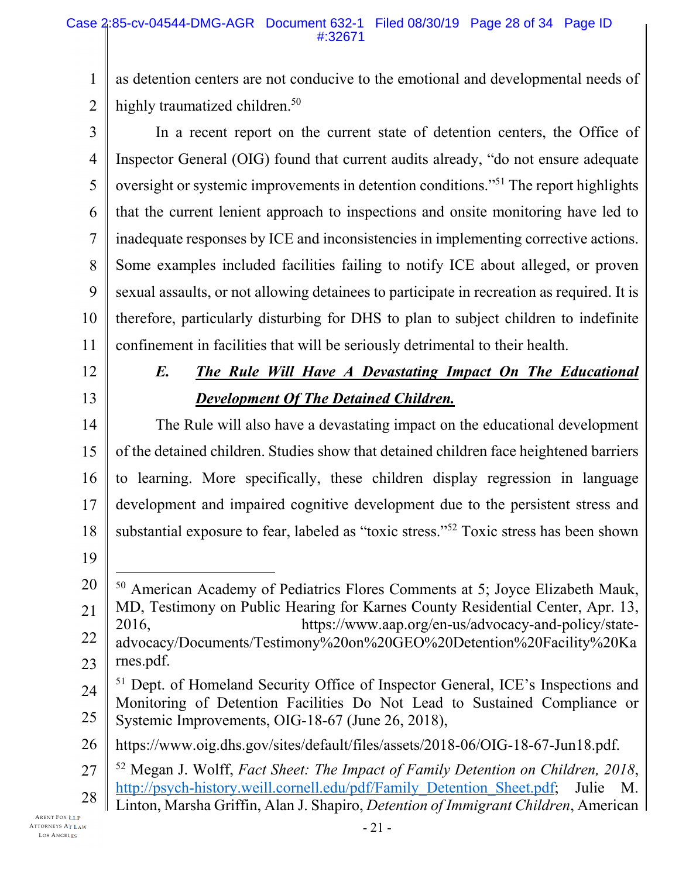as detention centers are not conducive to the emotional and developmental needs of highly traumatized children.[50]

In a recent report on the current state of detention centers, the Office of Inspector General (OIG) found that current audits already, "do not ensure adequate oversight or systemic improvements in detention conditions."[51] The report highlights that the current lenient approach to inspections and onsite monitoring have led to inadequate responses by ICE and inconsistencies in implementing corrective actions. Some examples included facilities failing to notify ICE about alleged, or proven sexual assaults, or not allowing detainees to participate in recreation as required. It is therefore, particularly disturbing for DHS to plan to subject children to indefinite confinement in facilities that will be seriously detrimental to their health.

### *E. The Rule Will Have A Devastating Impact On The Educational Development Of The Detained Children.*

The Rule will also have a devastating impact on the educational development of the detained children. Studies show that detained children face heightened barriers to learning. More specifically, these children display regression in language development and impaired cognitive development due to the persistent stress and substantial exposure to fear, labeled as "toxic stress."[52] Toxic stress has been shown

---

[50] American Academy of Pediatrics Flores Comments at 5; Joyce Elizabeth Mauk, MD, Testimony on Public Hearing for Karnes County Residential Center, Apr. 13, 2016, https://www.aap.org/en-us/advocacy-and-policy/state-advocacy/Documents/Testimony%20on%20GEO%20Detention%20Facility%20Karnes.pdf.

[51] Dept. of Homeland Security Office of Inspector General, ICE's Inspections and Monitoring of Detention Facilities Do Not Lead to Sustained Compliance or Systemic Improvements, OIG-18-67 (June 26, 2018),

https://www.oig.dhs.gov/sites/default/files/assets/2018-06/OIG-18-67-Jun18.pdf.

[52] Megan J. Wolff, *Fact Sheet: The Impact of Family Detention on Children, 2018*, http://psych-history.weill.cornell.edu/pdf/Family_Detention_Sheet.pdf; Julie M. Linton, Marsha Griffin, Alan J. Shapiro, *Detention of Immigrant Children*, American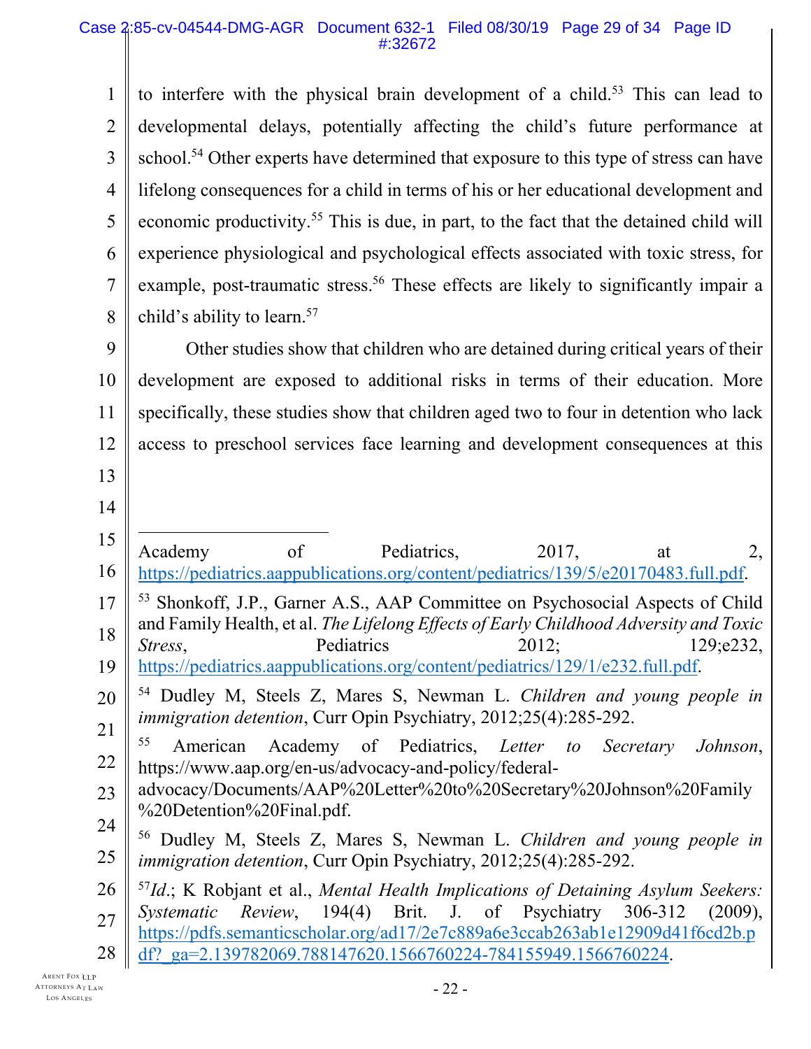to interfere with the physical brain development of a child.[53] This can lead to developmental delays, potentially affecting the child's future performance at school.[54] Other experts have determined that exposure to this type of stress can have lifelong consequences for a child in terms of his or her educational development and economic productivity.[55] This is due, in part, to the fact that the detained child will experience physiological and psychological effects associated with toxic stress, for example, post-traumatic stress.[56] These effects are likely to significantly impair a child's ability to learn.[57]

Other studies show that children who are detained during critical years of their development are exposed to additional risks in terms of their education. More specifically, these studies show that children aged two to four in detention who lack access to preschool services face learning and development consequences at this

---

Academy of Pediatrics, 2017, at 2, https://pediatrics.aappublications.org/content/pediatrics/139/5/e20170483.full.pdf.

[53] Shonkoff, J.P., Garner A.S., AAP Committee on Psychosocial Aspects of Child and Family Health, et al. *The Lifelong Effects of Early Childhood Adversity and Toxic Stress*, Pediatrics 2012; 129;e232, https://pediatrics.aappublications.org/content/pediatrics/129/1/e232.full.pdf.

[54] Dudley M, Steels Z, Mares S, Newman L. *Children and young people in immigration detention*, Curr Opin Psychiatry, 2012;25(4):285-292.

[55] American Academy of Pediatrics, *Letter to Secretary Johnson*, https://www.aap.org/en-us/advocacy-and-policy/federal-advocacy/Documents/AAP%20Letter%20to%20Secretary%20Johnson%20Family%20Detention%20Final.pdf.

[56] Dudley M, Steels Z, Mares S, Newman L. *Children and young people in immigration detention*, Curr Opin Psychiatry, 2012;25(4):285-292.

[57] *Id*.; K Robjant et al., *Mental Health Implications of Detaining Asylum Seekers: Systematic Review*, 194(4) Brit. J. of Psychiatry 306-312 (2009), https://pdfs.semanticscholar.org/ad17/2e7c889a6e3ccab263ab1e12909d41f6cd2b.pdf?_ga=2.139782069.788147620.1566760224-784155949.1566760224.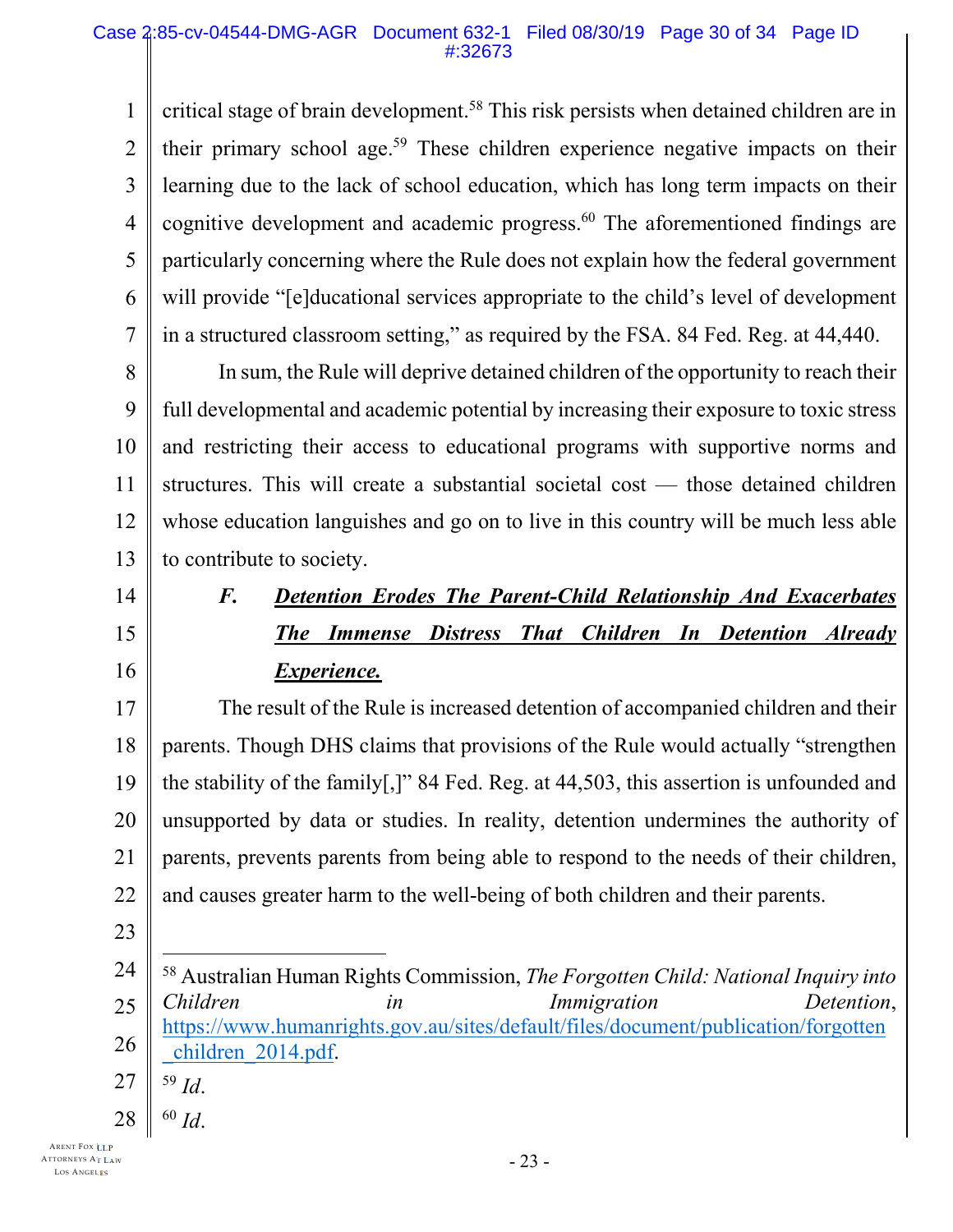critical stage of brain development.[58] This risk persists when detained children are in their primary school age.[59] These children experience negative impacts on their learning due to the lack of school education, which has long term impacts on their cognitive development and academic progress.[60] The aforementioned findings are particularly concerning where the Rule does not explain how the federal government will provide "[e]ducational services appropriate to the child's level of development in a structured classroom setting," as required by the FSA. 84 Fed. Reg. at 44,440.

In sum, the Rule will deprive detained children of the opportunity to reach their full developmental and academic potential by increasing their exposure to toxic stress and restricting their access to educational programs with supportive norms and structures. This will create a substantial societal cost — those detained children whose education languishes and go on to live in this country will be much less able to contribute to society.

### F. ***Detention Erodes The Parent-Child Relationship And Exacerbates The Immense Distress That Children In Detention Already Experience.***

The result of the Rule is increased detention of accompanied children and their parents. Though DHS claims that provisions of the Rule would actually "strengthen the stability of the family[,]" 84 Fed. Reg. at 44,503, this assertion is unfounded and unsupported by data or studies. In reality, detention undermines the authority of parents, prevents parents from being able to respond to the needs of their children, and causes greater harm to the well-being of both children and their parents.

---

[58] Australian Human Rights Commission, *The Forgotten Child: National Inquiry into Children in Immigration Detention*, https://www.humanrights.gov.au/sites/default/files/document/publication/forgotten_children_2014.pdf.

[59] *Id*.

[60] *Id*.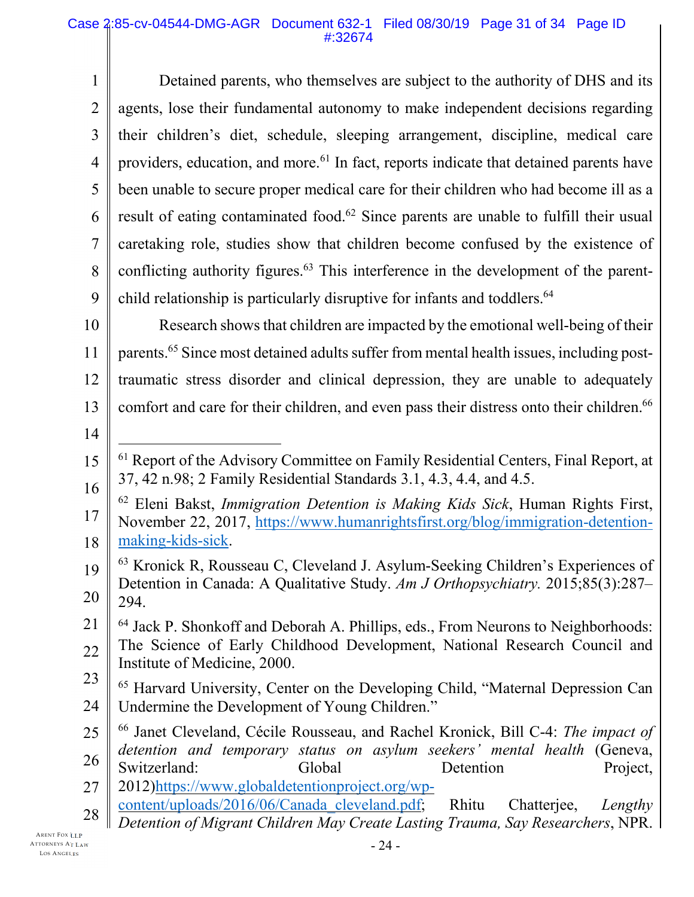Detained parents, who themselves are subject to the authority of DHS and its agents, lose their fundamental autonomy to make independent decisions regarding their children's diet, schedule, sleeping arrangement, discipline, medical care providers, education, and more.[61] In fact, reports indicate that detained parents have been unable to secure proper medical care for their children who had become ill as a result of eating contaminated food.[62] Since parents are unable to fulfill their usual caretaking role, studies show that children become confused by the existence of conflicting authority figures.[63] This interference in the development of the parent-child relationship is particularly disruptive for infants and toddlers.[64]

Research shows that children are impacted by the emotional well-being of their parents.[65] Since most detained adults suffer from mental health issues, including post-traumatic stress disorder and clinical depression, they are unable to adequately comfort and care for their children, and even pass their distress onto their children.[66]

---

[61] Report of the Advisory Committee on Family Residential Centers, Final Report, at 37, 42 n.98; 2 Family Residential Standards 3.1, 4.3, 4.4, and 4.5.

[62] Eleni Bakst, *Immigration Detention is Making Kids Sick*, Human Rights First, November 22, 2017, https://www.humanrightsfirst.org/blog/immigration-detention-making-kids-sick.

[63] Kronick R, Rousseau C, Cleveland J. Asylum-Seeking Children's Experiences of Detention in Canada: A Qualitative Study. *Am J Orthopsychiatry.* 2015;85(3):287–294.

[64] Jack P. Shonkoff and Deborah A. Phillips, eds., From Neurons to Neighborhoods: The Science of Early Childhood Development, National Research Council and Institute of Medicine, 2000.

[65] Harvard University, Center on the Developing Child, "Maternal Depression Can Undermine the Development of Young Children."

[66] Janet Cleveland, Cécile Rousseau, and Rachel Kronick, Bill C-4: *The impact of detention and temporary status on asylum seekers' mental health* (Geneva, Switzerland: Global Detention Project, 2012)https://www.globaldetentionproject.org/wp-content/uploads/2016/06/Canada_cleveland.pdf; Rhitu Chatterjee, *Lengthy Detention of Migrant Children May Create Lasting Trauma, Say Researchers*, NPR.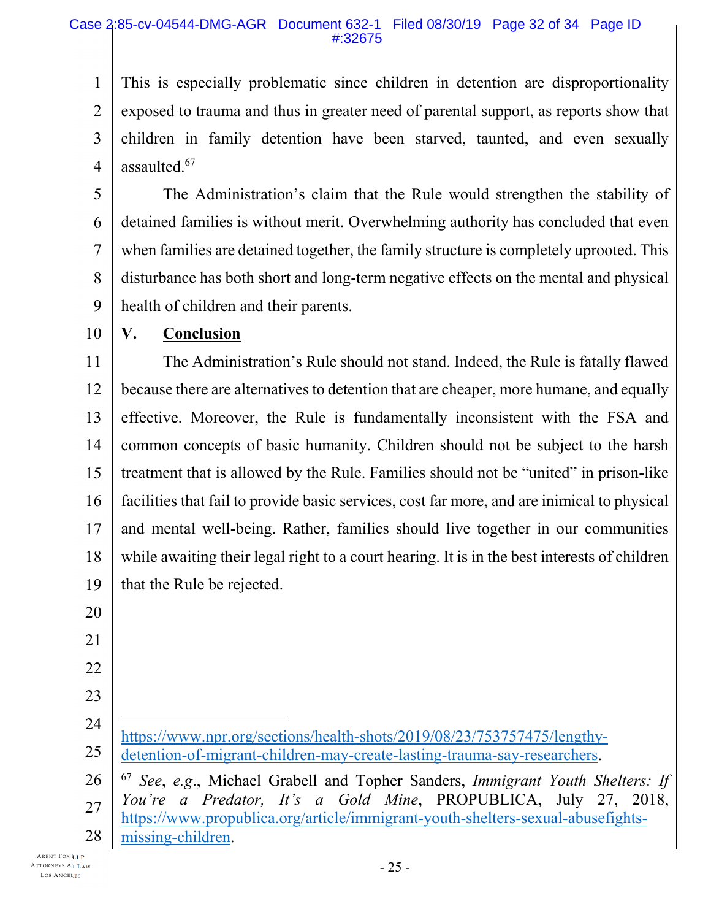This is especially problematic since children in detention are disproportionality exposed to trauma and thus in greater need of parental support, as reports show that children in family detention have been starved, taunted, and even sexually assaulted.[67]

The Administration's claim that the Rule would strengthen the stability of detained families is without merit. Overwhelming authority has concluded that even when families are detained together, the family structure is completely uprooted. This disturbance has both short and long-term negative effects on the mental and physical health of children and their parents.

## V. Conclusion

The Administration's Rule should not stand. Indeed, the Rule is fatally flawed because there are alternatives to detention that are cheaper, more humane, and equally effective. Moreover, the Rule is fundamentally inconsistent with the FSA and common concepts of basic humanity. Children should not be subject to the harsh treatment that is allowed by the Rule. Families should not be "united" in prison-like facilities that fail to provide basic services, cost far more, and are inimical to physical and mental well-being. Rather, families should live together in our communities while awaiting their legal right to a court hearing. It is in the best interests of children that the Rule be rejected.

---

https://www.npr.org/sections/health-shots/2019/08/23/753757475/lengthy-detention-of-migrant-children-may-create-lasting-trauma-say-researchers.

[67] *See*, *e.g.*, Michael Grabell and Topher Sanders, *Immigrant Youth Shelters: If You're a Predator, It's a Gold Mine*, PROPUBLICA, July 27, 2018, https://www.propublica.org/article/immigrant-youth-shelters-sexual-abusefights-missing-children.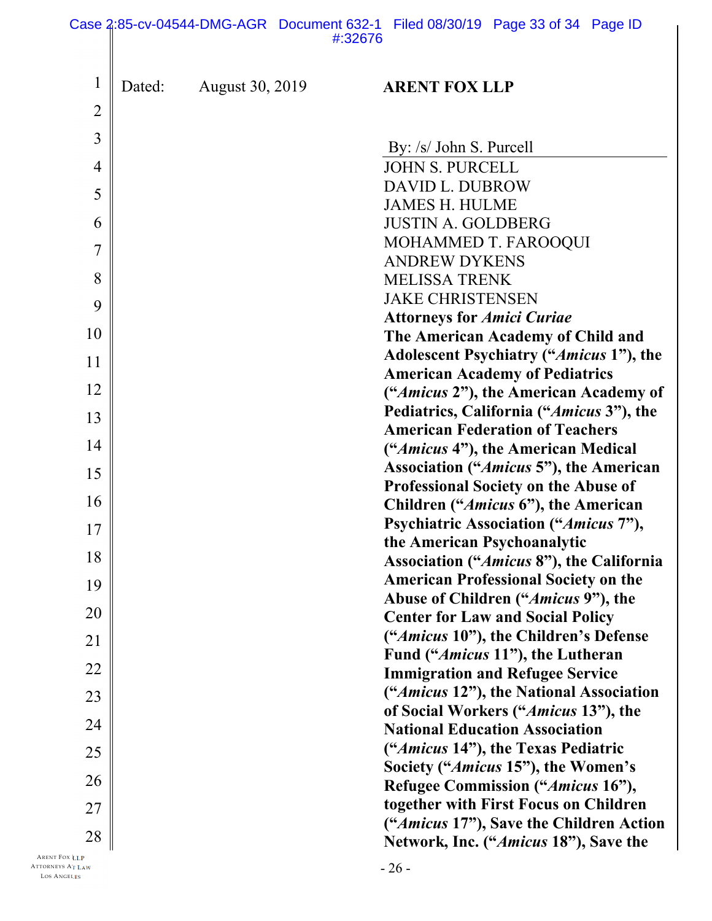Dated: August 30, 2019

**ARENT FOX LLP**

By: /s/ John S. Purcell

JOHN S. PURCELL
DAVID L. DUBROW
JAMES H. HULME
JUSTIN A. GOLDBERG
MOHAMMED T. FAROOQUI
ANDREW DYKENS
MELISSA TRENK
JAKE CHRISTENSEN
**Attorneys for *Amici Curiae***
**The American Academy of Child and Adolescent Psychiatry ("*Amicus* 1"), the American Academy of Pediatrics ("*Amicus* 2"), the American Academy of Pediatrics, California ("*Amicus* 3"), the American Federation of Teachers ("*Amicus* 4"), the American Medical Association ("*Amicus* 5"), the American Professional Society on the Abuse of Children ("*Amicus* 6"), the American Psychiatric Association ("*Amicus* 7"), the American Psychoanalytic Association ("*Amicus* 8"), the California American Professional Society on the Abuse of Children ("*Amicus* 9"), the Center for Law and Social Policy ("*Amicus* 10"), the Children's Defense Fund ("*Amicus* 11"), the Lutheran Immigration and Refugee Service ("*Amicus* 12"), the National Association of Social Workers ("*Amicus* 13"), the National Education Association ("*Amicus* 14"), the Texas Pediatric Society ("*Amicus* 15"), the Women's Refugee Commission ("*Amicus* 16"), together with First Focus on Children ("*Amicus* 17"), Save the Children Action Network, Inc. ("*Amicus* 18"), Save the**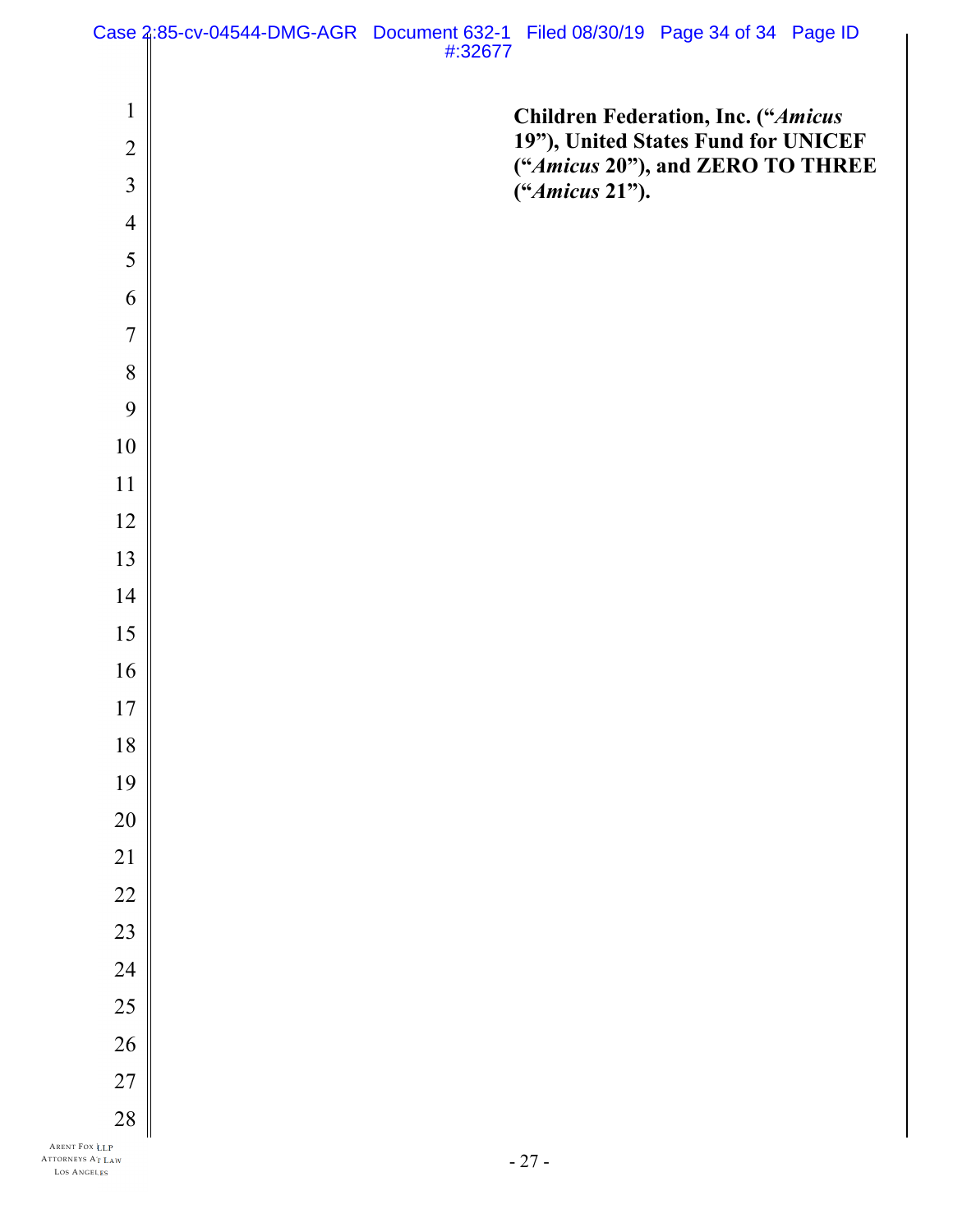**Children Federation, Inc. ("*Amicus* 19"), United States Fund for UNICEF ("*Amicus* 20"), and ZERO TO THREE ("*Amicus* 21").**